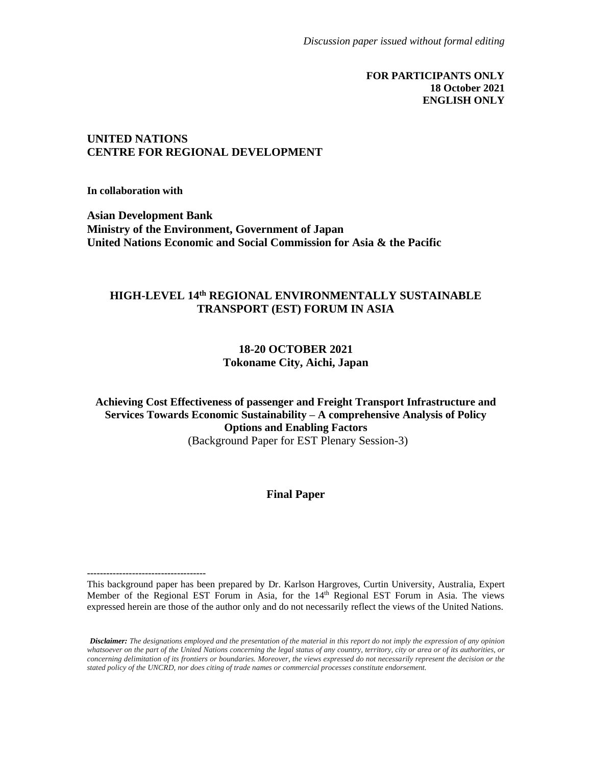*Discussion paper issued without formal editing*

**FOR PARTICIPANTS ONLY**
**18 October 2021**
**ENGLISH ONLY**

**UNITED NATIONS**
**CENTRE FOR REGIONAL DEVELOPMENT**

**In collaboration with**

**Asian Development Bank**
**Ministry of the Environment, Government of Japan**
**United Nations Economic and Social Commission for Asia & the Pacific**

# HIGH-LEVEL 14th REGIONAL ENVIRONMENTALLY SUSTAINABLE TRANSPORT (EST) FORUM IN ASIA

**18-20 OCTOBER 2021**
**Tokoname City, Aichi, Japan**

**Achieving Cost Effectiveness of passenger and Freight Transport Infrastructure and Services Towards Economic Sustainability – A comprehensive Analysis of Policy Options and Enabling Factors**
(Background Paper for EST Plenary Session-3)

**Final Paper**

-------------------------------------

This background paper has been prepared by Dr. Karlson Hargroves, Curtin University, Australia, Expert Member of the Regional EST Forum in Asia, for the 14th Regional EST Forum in Asia. The views expressed herein are those of the author only and do not necessarily reflect the views of the United Nations.

***Disclaimer:*** *The designations employed and the presentation of the material in this report do not imply the expression of any opinion whatsoever on the part of the United Nations concerning the legal status of any country, territory, city or area or of its authorities, or concerning delimitation of its frontiers or boundaries. Moreover, the views expressed do not necessarily represent the decision or the stated policy of the UNCRD, nor does citing of trade names or commercial processes constitute endorsement.*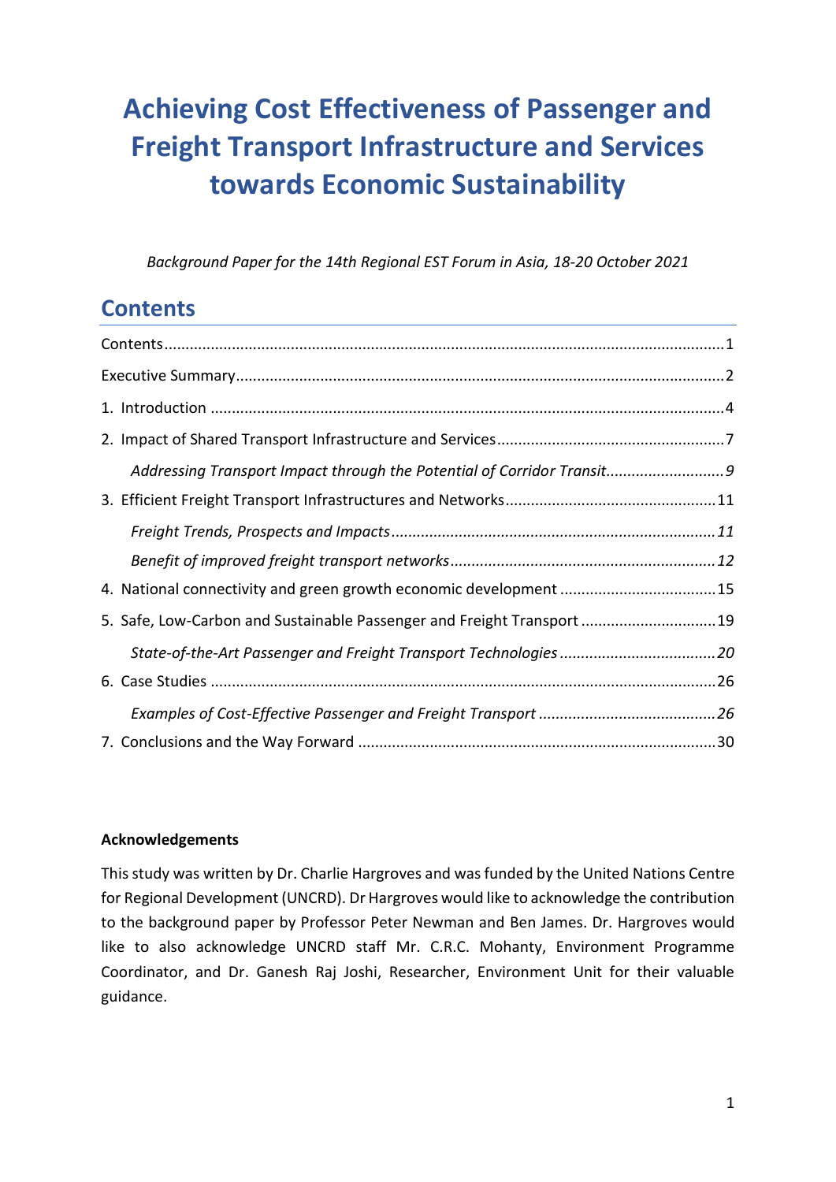# Achieving Cost Effectiveness of Passenger and Freight Transport Infrastructure and Services towards Economic Sustainability

*Background Paper for the 14th Regional EST Forum in Asia, 18-20 October 2021*

## Contents

Contents .......... 1

Executive Summary .......... 2

1. Introduction .......... 4
2. Impact of Shared Transport Infrastructure and Services .......... 7
   - *Addressing Transport Impact through the Potential of Corridor Transit* .......... *9*
3. Efficient Freight Transport Infrastructures and Networks .......... 11
   - *Freight Trends, Prospects and Impacts* .......... *11*
   - *Benefit of improved freight transport networks* .......... *12*
4. National connectivity and green growth economic development .......... 15
5. Safe, Low-Carbon and Sustainable Passenger and Freight Transport .......... 19
   - *State-of-the-Art Passenger and Freight Transport Technologies* .......... *20*
6. Case Studies .......... 26
   - *Examples of Cost-Effective Passenger and Freight Transport* .......... *26*
7. Conclusions and the Way Forward .......... 30

**Acknowledgements**

This study was written by Dr. Charlie Hargroves and was funded by the United Nations Centre for Regional Development (UNCRD). Dr Hargroves would like to acknowledge the contribution to the background paper by Professor Peter Newman and Ben James. Dr. Hargroves would like to also acknowledge UNCRD staff Mr. C.R.C. Mohanty, Environment Programme Coordinator, and Dr. Ganesh Raj Joshi, Researcher, Environment Unit for their valuable guidance.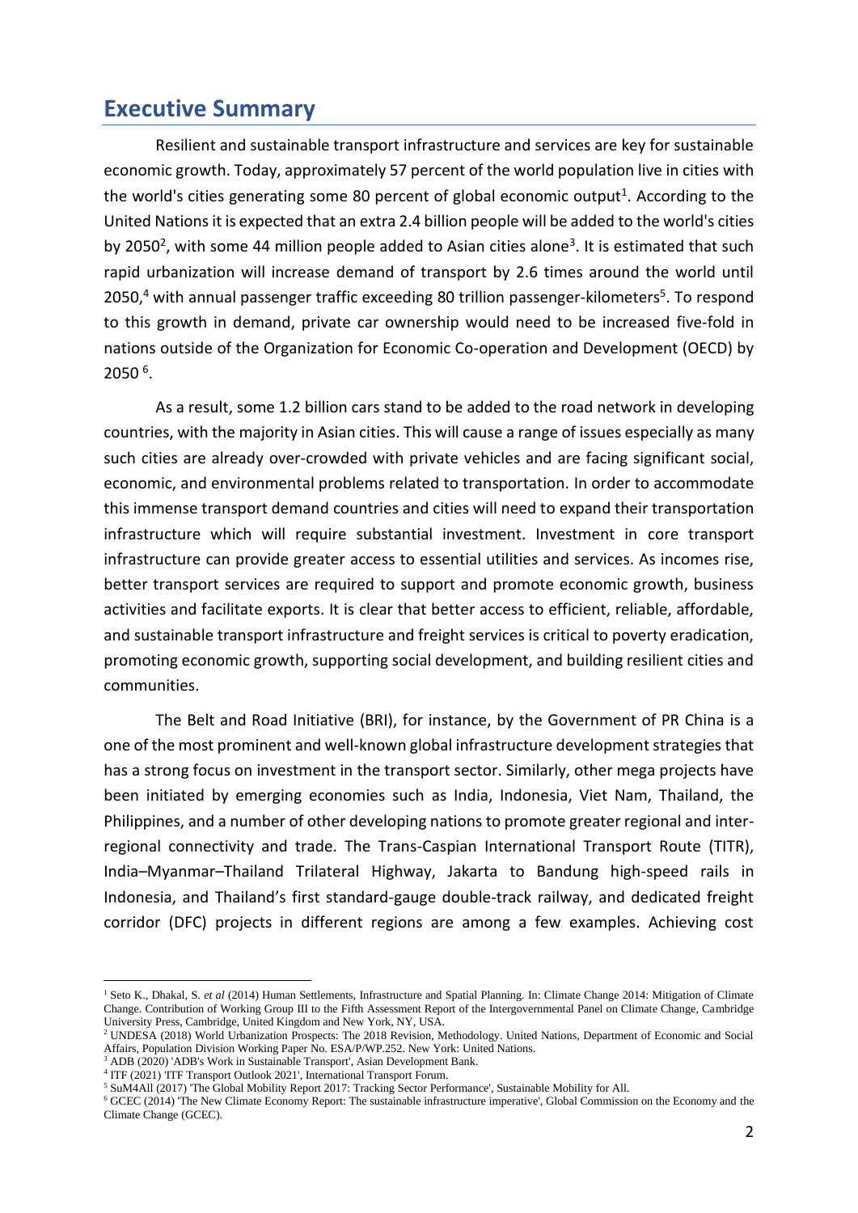## Executive Summary

Resilient and sustainable transport infrastructure and services are key for sustainable economic growth. Today, approximately 57 percent of the world population live in cities with the world's cities generating some 80 percent of global economic output[1]. According to the United Nations it is expected that an extra 2.4 billion people will be added to the world's cities by 2050[2], with some 44 million people added to Asian cities alone[3]. It is estimated that such rapid urbanization will increase demand of transport by 2.6 times around the world until 2050,[4] with annual passenger traffic exceeding 80 trillion passenger-kilometers[5]. To respond to this growth in demand, private car ownership would need to be increased five-fold in nations outside of the Organization for Economic Co-operation and Development (OECD) by 2050 [6].

As a result, some 1.2 billion cars stand to be added to the road network in developing countries, with the majority in Asian cities. This will cause a range of issues especially as many such cities are already over-crowded with private vehicles and are facing significant social, economic, and environmental problems related to transportation. In order to accommodate this immense transport demand countries and cities will need to expand their transportation infrastructure which will require substantial investment. Investment in core transport infrastructure can provide greater access to essential utilities and services. As incomes rise, better transport services are required to support and promote economic growth, business activities and facilitate exports. It is clear that better access to efficient, reliable, affordable, and sustainable transport infrastructure and freight services is critical to poverty eradication, promoting economic growth, supporting social development, and building resilient cities and communities.

The Belt and Road Initiative (BRI), for instance, by the Government of PR China is a one of the most prominent and well-known global infrastructure development strategies that has a strong focus on investment in the transport sector. Similarly, other mega projects have been initiated by emerging economies such as India, Indonesia, Viet Nam, Thailand, the Philippines, and a number of other developing nations to promote greater regional and inter-regional connectivity and trade. The Trans-Caspian International Transport Route (TITR), India–Myanmar–Thailand Trilateral Highway, Jakarta to Bandung high-speed rails in Indonesia, and Thailand's first standard-gauge double-track railway, and dedicated freight corridor (DFC) projects in different regions are among a few examples. Achieving cost

---

[1] Seto K., Dhakal, S. *et al* (2014) Human Settlements, Infrastructure and Spatial Planning. In: Climate Change 2014: Mitigation of Climate Change. Contribution of Working Group III to the Fifth Assessment Report of the Intergovernmental Panel on Climate Change, Cambridge University Press, Cambridge, United Kingdom and New York, NY, USA.

[2] UNDESA (2018) World Urbanization Prospects: The 2018 Revision, Methodology. United Nations, Department of Economic and Social Affairs, Population Division Working Paper No. ESA/P/WP.252. New York: United Nations.

[3] ADB (2020) 'ADB's Work in Sustainable Transport', Asian Development Bank.

[4] ITF (2021) 'ITF Transport Outlook 2021', International Transport Forum.

[5] SuM4All (2017) 'The Global Mobility Report 2017: Tracking Sector Performance', Sustainable Mobility for All.

[6] GCEC (2014) 'The New Climate Economy Report: The sustainable infrastructure imperative', Global Commission on the Economy and the Climate Change (GCEC).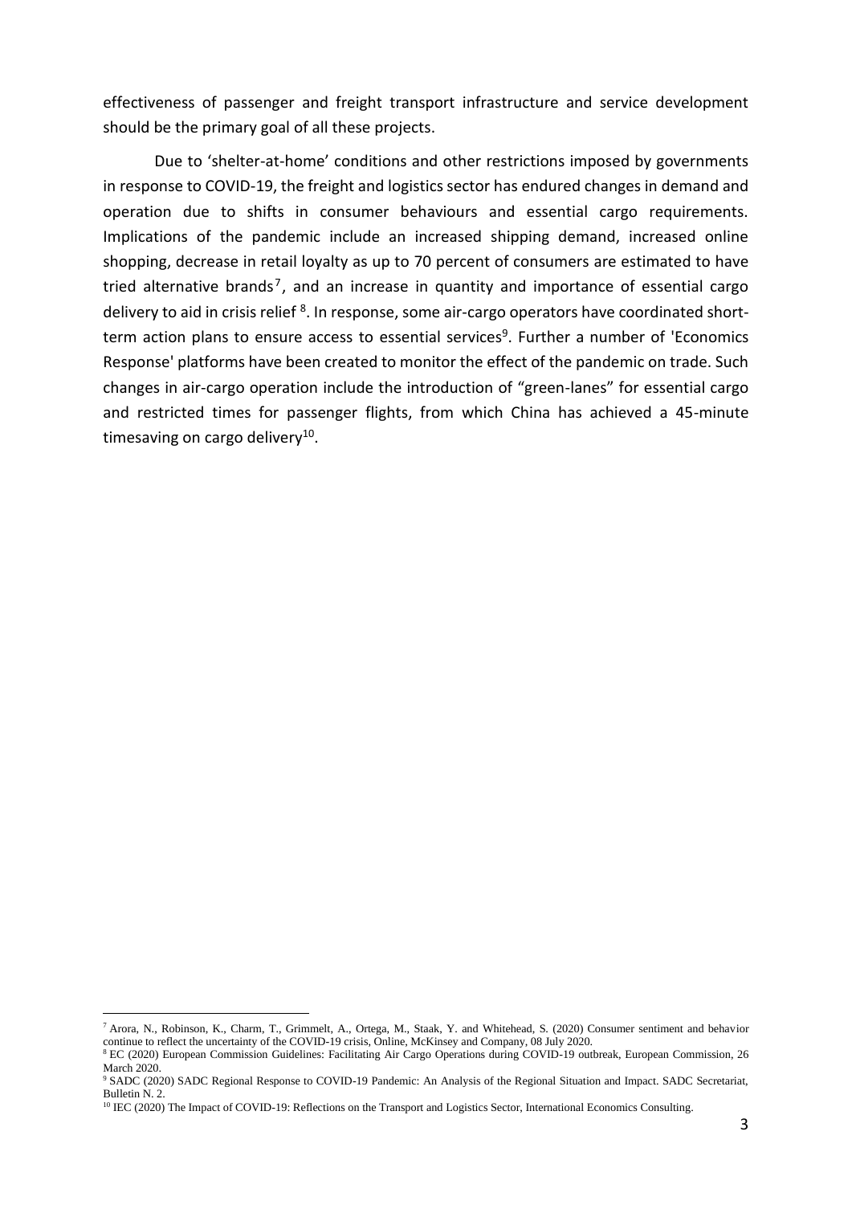effectiveness of passenger and freight transport infrastructure and service development should be the primary goal of all these projects.

Due to 'shelter-at-home' conditions and other restrictions imposed by governments in response to COVID-19, the freight and logistics sector has endured changes in demand and operation due to shifts in consumer behaviours and essential cargo requirements. Implications of the pandemic include an increased shipping demand, increased online shopping, decrease in retail loyalty as up to 70 percent of consumers are estimated to have tried alternative brands[7], and an increase in quantity and importance of essential cargo delivery to aid in crisis relief [8]. In response, some air-cargo operators have coordinated short-term action plans to ensure access to essential services[9]. Further a number of 'Economics Response' platforms have been created to monitor the effect of the pandemic on trade. Such changes in air-cargo operation include the introduction of "green-lanes" for essential cargo and restricted times for passenger flights, from which China has achieved a 45-minute timesaving on cargo delivery[10].

[7] Arora, N., Robinson, K., Charm, T., Grimmelt, A., Ortega, M., Staak, Y. and Whitehead, S. (2020) Consumer sentiment and behavior continue to reflect the uncertainty of the COVID-19 crisis, Online, McKinsey and Company, 08 July 2020.

[8] EC (2020) European Commission Guidelines: Facilitating Air Cargo Operations during COVID-19 outbreak, European Commission, 26 March 2020.

[9] SADC (2020) SADC Regional Response to COVID-19 Pandemic: An Analysis of the Regional Situation and Impact. SADC Secretariat, Bulletin N. 2.

[10] IEC (2020) The Impact of COVID-19: Reflections on the Transport and Logistics Sector, International Economics Consulting.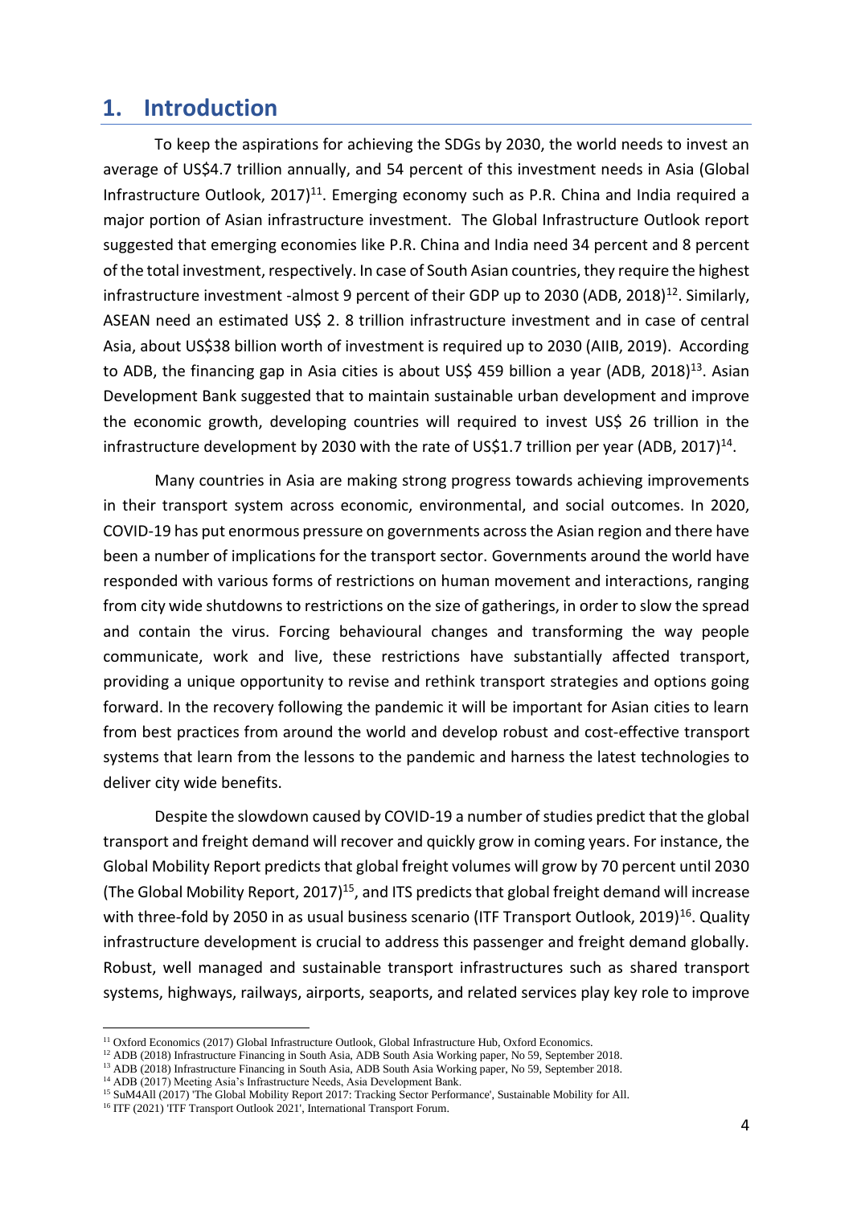# 1. Introduction

To keep the aspirations for achieving the SDGs by 2030, the world needs to invest an average of US$4.7 trillion annually, and 54 percent of this investment needs in Asia (Global Infrastructure Outlook, 2017)[11]. Emerging economy such as P.R. China and India required a major portion of Asian infrastructure investment. The Global Infrastructure Outlook report suggested that emerging economies like P.R. China and India need 34 percent and 8 percent of the total investment, respectively. In case of South Asian countries, they require the highest infrastructure investment -almost 9 percent of their GDP up to 2030 (ADB, 2018)[12]. Similarly, ASEAN need an estimated US$ 2. 8 trillion infrastructure investment and in case of central Asia, about US$38 billion worth of investment is required up to 2030 (AIIB, 2019). According to ADB, the financing gap in Asia cities is about US$ 459 billion a year (ADB, 2018)[13]. Asian Development Bank suggested that to maintain sustainable urban development and improve the economic growth, developing countries will required to invest US$ 26 trillion in the infrastructure development by 2030 with the rate of US$1.7 trillion per year (ADB, 2017)[14].

Many countries in Asia are making strong progress towards achieving improvements in their transport system across economic, environmental, and social outcomes. In 2020, COVID-19 has put enormous pressure on governments across the Asian region and there have been a number of implications for the transport sector. Governments around the world have responded with various forms of restrictions on human movement and interactions, ranging from city wide shutdowns to restrictions on the size of gatherings, in order to slow the spread and contain the virus. Forcing behavioural changes and transforming the way people communicate, work and live, these restrictions have substantially affected transport, providing a unique opportunity to revise and rethink transport strategies and options going forward. In the recovery following the pandemic it will be important for Asian cities to learn from best practices from around the world and develop robust and cost-effective transport systems that learn from the lessons to the pandemic and harness the latest technologies to deliver city wide benefits.

Despite the slowdown caused by COVID-19 a number of studies predict that the global transport and freight demand will recover and quickly grow in coming years. For instance, the Global Mobility Report predicts that global freight volumes will grow by 70 percent until 2030 (The Global Mobility Report, 2017)[15], and ITS predicts that global freight demand will increase with three-fold by 2050 in as usual business scenario (ITF Transport Outlook, 2019)[16]. Quality infrastructure development is crucial to address this passenger and freight demand globally. Robust, well managed and sustainable transport infrastructures such as shared transport systems, highways, railways, airports, seaports, and related services play key role to improve

---

[11] Oxford Economics (2017) Global Infrastructure Outlook, Global Infrastructure Hub, Oxford Economics.

[12] ADB (2018) Infrastructure Financing in South Asia, ADB South Asia Working paper, No 59, September 2018.

[13] ADB (2018) Infrastructure Financing in South Asia, ADB South Asia Working paper, No 59, September 2018.

[14] ADB (2017) Meeting Asia's Infrastructure Needs, Asia Development Bank.

[15] SuM4All (2017) 'The Global Mobility Report 2017: Tracking Sector Performance', Sustainable Mobility for All.

[16] ITF (2021) 'ITF Transport Outlook 2021', International Transport Forum.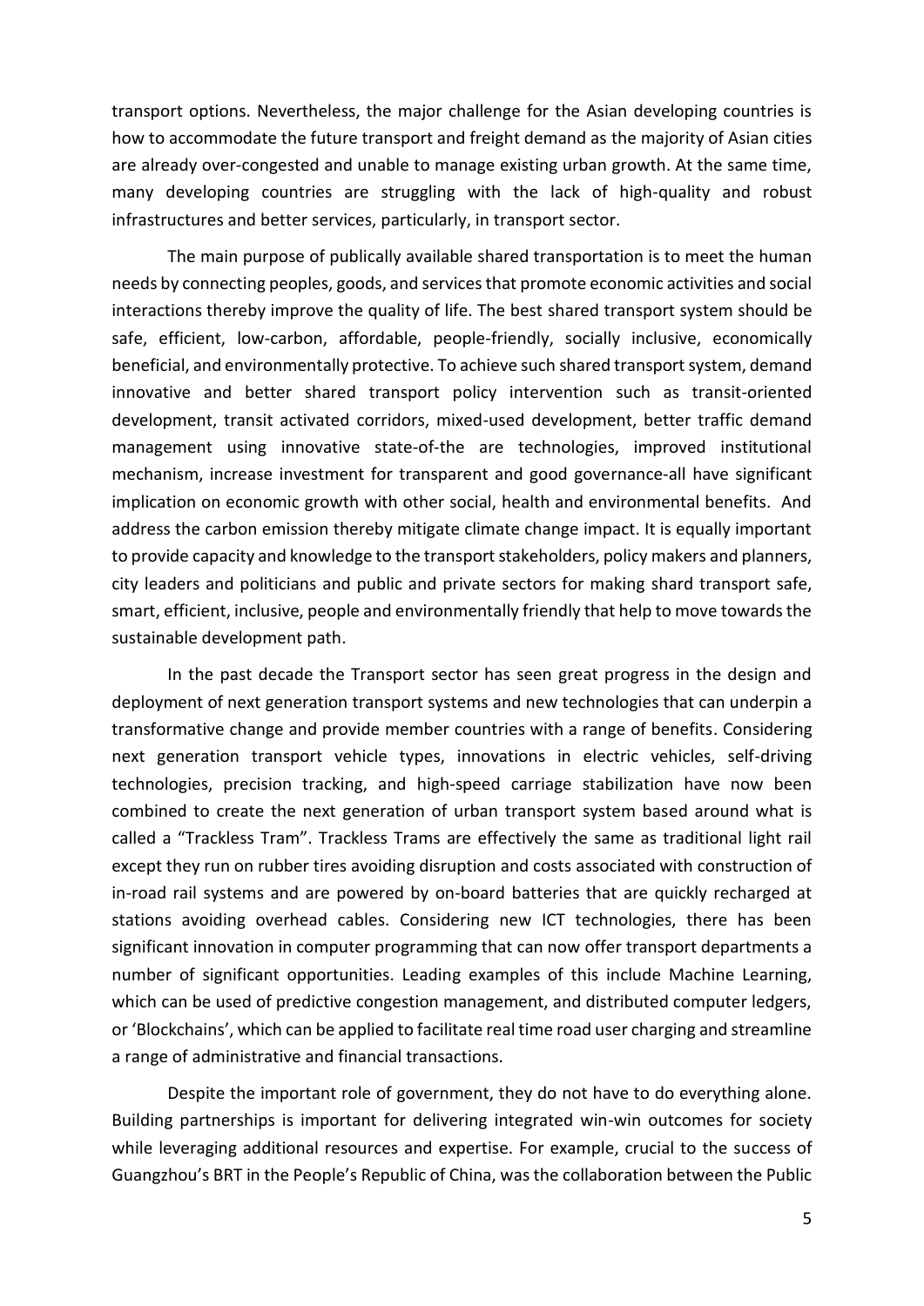transport options. Nevertheless, the major challenge for the Asian developing countries is how to accommodate the future transport and freight demand as the majority of Asian cities are already over-congested and unable to manage existing urban growth. At the same time, many developing countries are struggling with the lack of high-quality and robust infrastructures and better services, particularly, in transport sector.

The main purpose of publically available shared transportation is to meet the human needs by connecting peoples, goods, and services that promote economic activities and social interactions thereby improve the quality of life. The best shared transport system should be safe, efficient, low-carbon, affordable, people-friendly, socially inclusive, economically beneficial, and environmentally protective. To achieve such shared transport system, demand innovative and better shared transport policy intervention such as transit-oriented development, transit activated corridors, mixed-used development, better traffic demand management using innovative state-of-the are technologies, improved institutional mechanism, increase investment for transparent and good governance-all have significant implication on economic growth with other social, health and environmental benefits. And address the carbon emission thereby mitigate climate change impact. It is equally important to provide capacity and knowledge to the transport stakeholders, policy makers and planners, city leaders and politicians and public and private sectors for making shard transport safe, smart, efficient, inclusive, people and environmentally friendly that help to move towards the sustainable development path.

In the past decade the Transport sector has seen great progress in the design and deployment of next generation transport systems and new technologies that can underpin a transformative change and provide member countries with a range of benefits. Considering next generation transport vehicle types, innovations in electric vehicles, self-driving technologies, precision tracking, and high-speed carriage stabilization have now been combined to create the next generation of urban transport system based around what is called a "Trackless Tram". Trackless Trams are effectively the same as traditional light rail except they run on rubber tires avoiding disruption and costs associated with construction of in-road rail systems and are powered by on-board batteries that are quickly recharged at stations avoiding overhead cables. Considering new ICT technologies, there has been significant innovation in computer programming that can now offer transport departments a number of significant opportunities. Leading examples of this include Machine Learning, which can be used of predictive congestion management, and distributed computer ledgers, or 'Blockchains', which can be applied to facilitate real time road user charging and streamline a range of administrative and financial transactions.

Despite the important role of government, they do not have to do everything alone. Building partnerships is important for delivering integrated win-win outcomes for society while leveraging additional resources and expertise. For example, crucial to the success of Guangzhou's BRT in the People's Republic of China, was the collaboration between the Public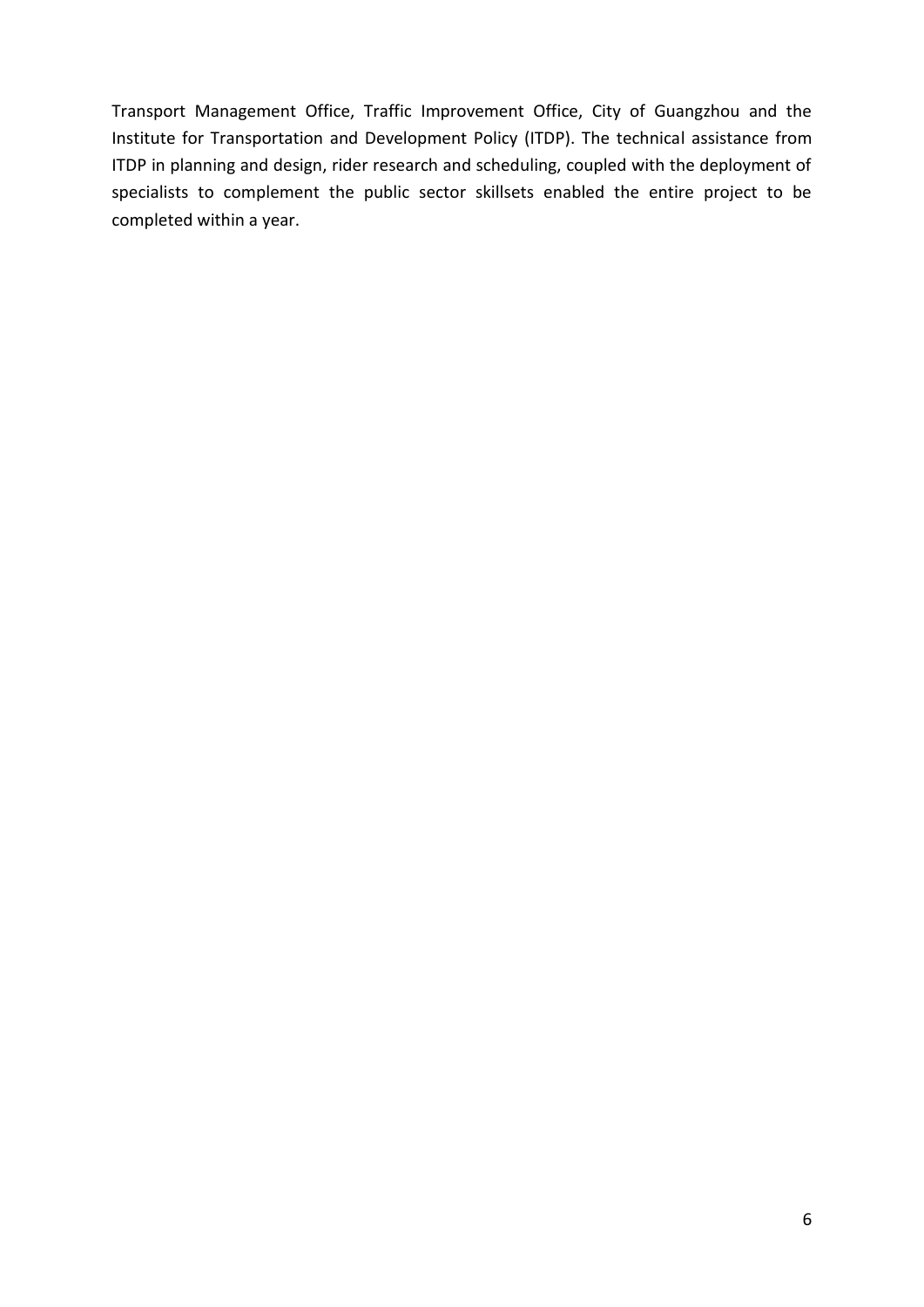Transport Management Office, Traffic Improvement Office, City of Guangzhou and the Institute for Transportation and Development Policy (ITDP). The technical assistance from ITDP in planning and design, rider research and scheduling, coupled with the deployment of specialists to complement the public sector skillsets enabled the entire project to be completed within a year.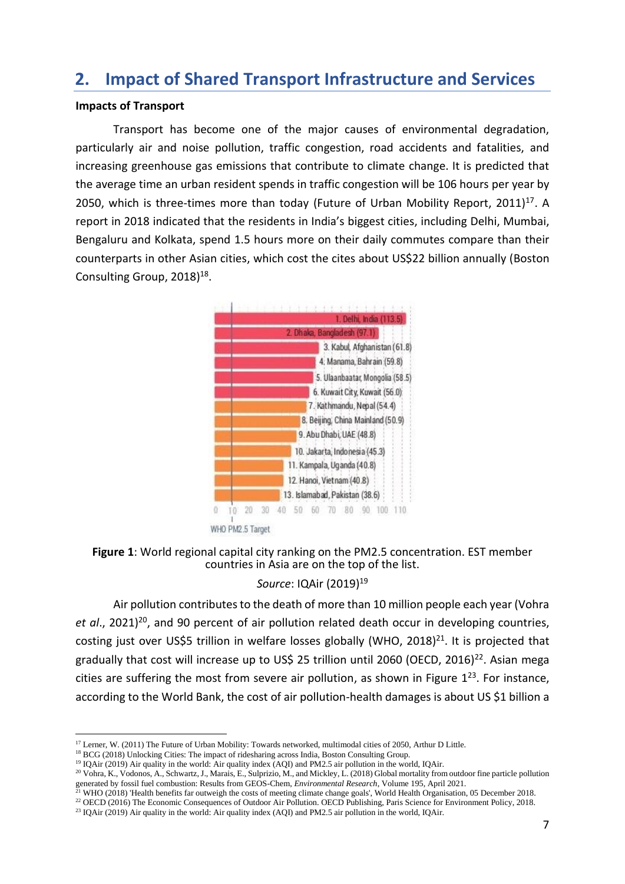## 2. Impact of Shared Transport Infrastructure and Services

**Impacts of Transport**

Transport has become one of the major causes of environmental degradation, particularly air and noise pollution, traffic congestion, road accidents and fatalities, and increasing greenhouse gas emissions that contribute to climate change. It is predicted that the average time an urban resident spends in traffic congestion will be 106 hours per year by 2050, which is three-times more than today (Future of Urban Mobility Report, 2011)[17]. A report in 2018 indicated that the residents in India's biggest cities, including Delhi, Mumbai, Bengaluru and Kolkata, spend 1.5 hours more on their daily commutes compare than their counterparts in other Asian cities, which cost the cites about US$22 billion annually (Boston Consulting Group, 2018)[18].

**Figure 1**: World regional capital city ranking on the PM2.5 concentration. EST member countries in Asia are on the top of the list.

*Source*: IQAir (2019)[19]

Air pollution contributes to the death of more than 10 million people each year (Vohra *et al*., 2021)[20], and 90 percent of air pollution related death occur in developing countries, costing just over US$5 trillion in welfare losses globally (WHO, 2018)[21]. It is projected that gradually that cost will increase up to US$ 25 trillion until 2060 (OECD, 2016)[22]. Asian mega cities are suffering the most from severe air pollution, as shown in Figure 1[23]. For instance, according to the World Bank, the cost of air pollution-health damages is about US $1 billion a

---

[17] Lerner, W. (2011) The Future of Urban Mobility: Towards networked, multimodal cities of 2050, Arthur D Little.

[18] BCG (2018) Unlocking Cities: The impact of ridesharing across India, Boston Consulting Group.

[19] IQAir (2019) Air quality in the world: Air quality index (AQI) and PM2.5 air pollution in the world, IQAir.

[20] Vohra, K., Vodonos, A., Schwartz, J., Marais, E., Sulprizio, M., and Mickley, L. (2018) Global mortality from outdoor fine particle pollution generated by fossil fuel combustion: Results from GEOS-Chem, *Environmental Research*, Volume 195, April 2021.

[21] WHO (2018) 'Health benefits far outweigh the costs of meeting climate change goals', World Health Organisation, 05 December 2018.

[22] OECD (2016) The Economic Consequences of Outdoor Air Pollution. OECD Publishing, Paris Science for Environment Policy, 2018.

[23] IQAir (2019) Air quality in the world: Air quality index (AQI) and PM2.5 air pollution in the world, IQAir.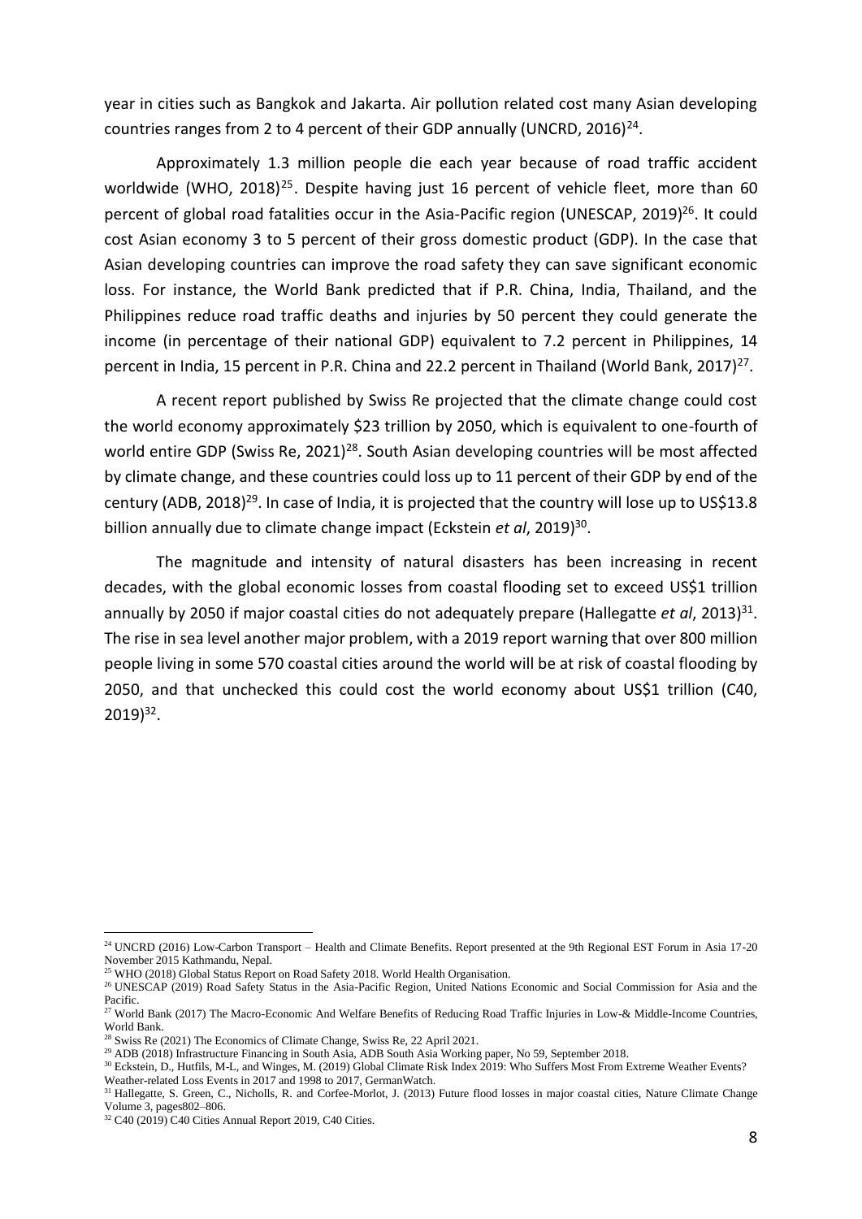year in cities such as Bangkok and Jakarta. Air pollution related cost many Asian developing countries ranges from 2 to 4 percent of their GDP annually (UNCRD, 2016)[24].

Approximately 1.3 million people die each year because of road traffic accident worldwide (WHO, 2018)[25]. Despite having just 16 percent of vehicle fleet, more than 60 percent of global road fatalities occur in the Asia-Pacific region (UNESCAP, 2019)[26]. It could cost Asian economy 3 to 5 percent of their gross domestic product (GDP). In the case that Asian developing countries can improve the road safety they can save significant economic loss. For instance, the World Bank predicted that if P.R. China, India, Thailand, and the Philippines reduce road traffic deaths and injuries by 50 percent they could generate the income (in percentage of their national GDP) equivalent to 7.2 percent in Philippines, 14 percent in India, 15 percent in P.R. China and 22.2 percent in Thailand (World Bank, 2017)[27].

A recent report published by Swiss Re projected that the climate change could cost the world economy approximately $23 trillion by 2050, which is equivalent to one-fourth of world entire GDP (Swiss Re, 2021)[28]. South Asian developing countries will be most affected by climate change, and these countries could loss up to 11 percent of their GDP by end of the century (ADB, 2018)[29]. In case of India, it is projected that the country will lose up to US$13.8 billion annually due to climate change impact (Eckstein *et al*, 2019)[30].

The magnitude and intensity of natural disasters has been increasing in recent decades, with the global economic losses from coastal flooding set to exceed US$1 trillion annually by 2050 if major coastal cities do not adequately prepare (Hallegatte *et al*, 2013)[31]. The rise in sea level another major problem, with a 2019 report warning that over 800 million people living in some 570 coastal cities around the world will be at risk of coastal flooding by 2050, and that unchecked this could cost the world economy about US$1 trillion (C40, 2019)[32].

---

[24] UNCRD (2016) Low-Carbon Transport – Health and Climate Benefits. Report presented at the 9th Regional EST Forum in Asia 17-20 November 2015 Kathmandu, Nepal.

[25] WHO (2018) Global Status Report on Road Safety 2018. World Health Organisation.

[26] UNESCAP (2019) Road Safety Status in the Asia-Pacific Region, United Nations Economic and Social Commission for Asia and the Pacific.

[27] World Bank (2017) The Macro-Economic And Welfare Benefits of Reducing Road Traffic Injuries in Low-& Middle-Income Countries, World Bank.

[28] Swiss Re (2021) The Economics of Climate Change, Swiss Re, 22 April 2021.

[29] ADB (2018) Infrastructure Financing in South Asia, ADB South Asia Working paper, No 59, September 2018.

[30] Eckstein, D., Hutfils, M-L, and Winges, M. (2019) Global Climate Risk Index 2019: Who Suffers Most From Extreme Weather Events? Weather-related Loss Events in 2017 and 1998 to 2017, GermanWatch.

[31] Hallegatte, S. Green, C., Nicholls, R. and Corfee-Morlot, J. (2013) Future flood losses in major coastal cities, Nature Climate Change Volume 3, pages802–806.

[32] C40 (2019) C40 Cities Annual Report 2019, C40 Cities.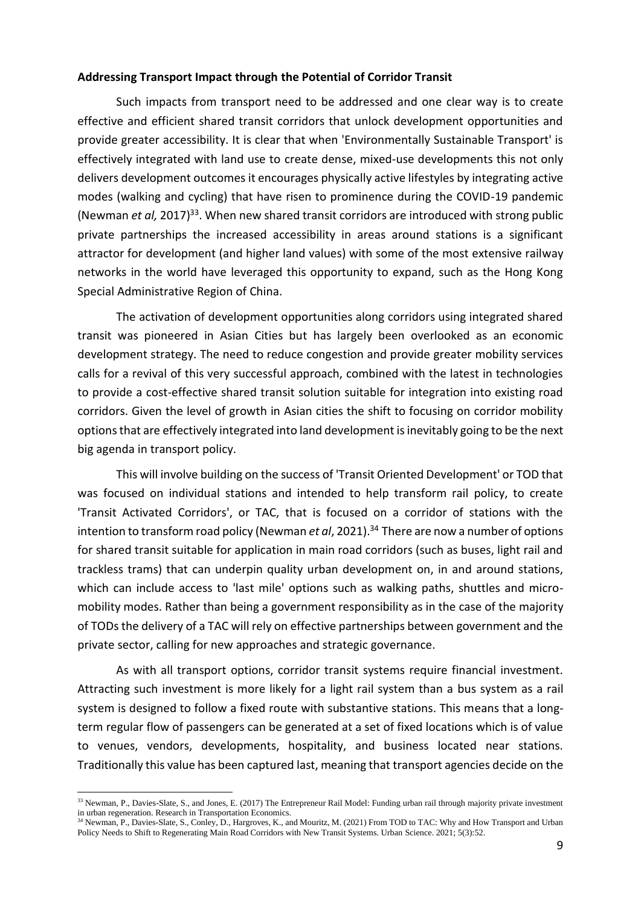**Addressing Transport Impact through the Potential of Corridor Transit**

Such impacts from transport need to be addressed and one clear way is to create effective and efficient shared transit corridors that unlock development opportunities and provide greater accessibility. It is clear that when 'Environmentally Sustainable Transport' is effectively integrated with land use to create dense, mixed-use developments this not only delivers development outcomes it encourages physically active lifestyles by integrating active modes (walking and cycling) that have risen to prominence during the COVID-19 pandemic (Newman *et al,* 2017)[33]. When new shared transit corridors are introduced with strong public private partnerships the increased accessibility in areas around stations is a significant attractor for development (and higher land values) with some of the most extensive railway networks in the world have leveraged this opportunity to expand, such as the Hong Kong Special Administrative Region of China.

The activation of development opportunities along corridors using integrated shared transit was pioneered in Asian Cities but has largely been overlooked as an economic development strategy. The need to reduce congestion and provide greater mobility services calls for a revival of this very successful approach, combined with the latest in technologies to provide a cost-effective shared transit solution suitable for integration into existing road corridors. Given the level of growth in Asian cities the shift to focusing on corridor mobility options that are effectively integrated into land development is inevitably going to be the next big agenda in transport policy.

This will involve building on the success of 'Transit Oriented Development' or TOD that was focused on individual stations and intended to help transform rail policy, to create 'Transit Activated Corridors', or TAC, that is focused on a corridor of stations with the intention to transform road policy (Newman *et al*, 2021).[34] There are now a number of options for shared transit suitable for application in main road corridors (such as buses, light rail and trackless trams) that can underpin quality urban development on, in and around stations, which can include access to 'last mile' options such as walking paths, shuttles and micro-mobility modes. Rather than being a government responsibility as in the case of the majority of TODs the delivery of a TAC will rely on effective partnerships between government and the private sector, calling for new approaches and strategic governance.

As with all transport options, corridor transit systems require financial investment. Attracting such investment is more likely for a light rail system than a bus system as a rail system is designed to follow a fixed route with substantive stations. This means that a long-term regular flow of passengers can be generated at a set of fixed locations which is of value to venues, vendors, developments, hospitality, and business located near stations. Traditionally this value has been captured last, meaning that transport agencies decide on the

[33] Newman, P., Davies-Slate, S., and Jones, E. (2017) The Entrepreneur Rail Model: Funding urban rail through majority private investment in urban regeneration. Research in Transportation Economics.

[34] Newman, P., Davies-Slate, S., Conley, D., Hargroves, K., and Mouritz, M. (2021) From TOD to TAC: Why and How Transport and Urban Policy Needs to Shift to Regenerating Main Road Corridors with New Transit Systems. Urban Science. 2021; 5(3):52.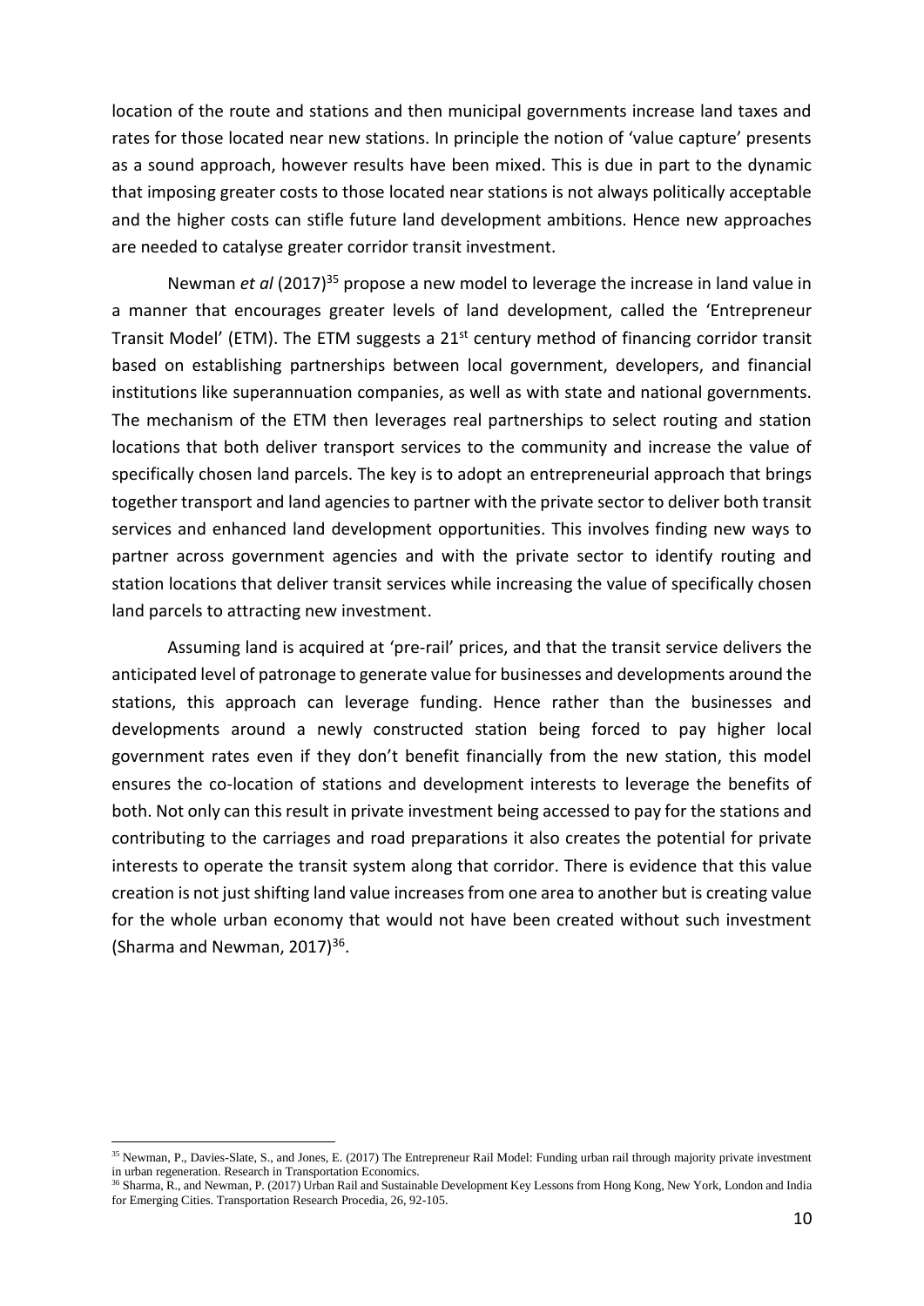location of the route and stations and then municipal governments increase land taxes and rates for those located near new stations. In principle the notion of 'value capture' presents as a sound approach, however results have been mixed. This is due in part to the dynamic that imposing greater costs to those located near stations is not always politically acceptable and the higher costs can stifle future land development ambitions. Hence new approaches are needed to catalyse greater corridor transit investment.

Newman *et al* (2017)[35] propose a new model to leverage the increase in land value in a manner that encourages greater levels of land development, called the 'Entrepreneur Transit Model' (ETM). The ETM suggests a 21st century method of financing corridor transit based on establishing partnerships between local government, developers, and financial institutions like superannuation companies, as well as with state and national governments. The mechanism of the ETM then leverages real partnerships to select routing and station locations that both deliver transport services to the community and increase the value of specifically chosen land parcels. The key is to adopt an entrepreneurial approach that brings together transport and land agencies to partner with the private sector to deliver both transit services and enhanced land development opportunities. This involves finding new ways to partner across government agencies and with the private sector to identify routing and station locations that deliver transit services while increasing the value of specifically chosen land parcels to attracting new investment.

Assuming land is acquired at 'pre-rail' prices, and that the transit service delivers the anticipated level of patronage to generate value for businesses and developments around the stations, this approach can leverage funding. Hence rather than the businesses and developments around a newly constructed station being forced to pay higher local government rates even if they don't benefit financially from the new station, this model ensures the co-location of stations and development interests to leverage the benefits of both. Not only can this result in private investment being accessed to pay for the stations and contributing to the carriages and road preparations it also creates the potential for private interests to operate the transit system along that corridor. There is evidence that this value creation is not just shifting land value increases from one area to another but is creating value for the whole urban economy that would not have been created without such investment (Sharma and Newman, 2017)[36].

[35] Newman, P., Davies-Slate, S., and Jones, E. (2017) The Entrepreneur Rail Model: Funding urban rail through majority private investment in urban regeneration. Research in Transportation Economics.

[36] Sharma, R., and Newman, P. (2017) Urban Rail and Sustainable Development Key Lessons from Hong Kong, New York, London and India for Emerging Cities. Transportation Research Procedia, 26, 92-105.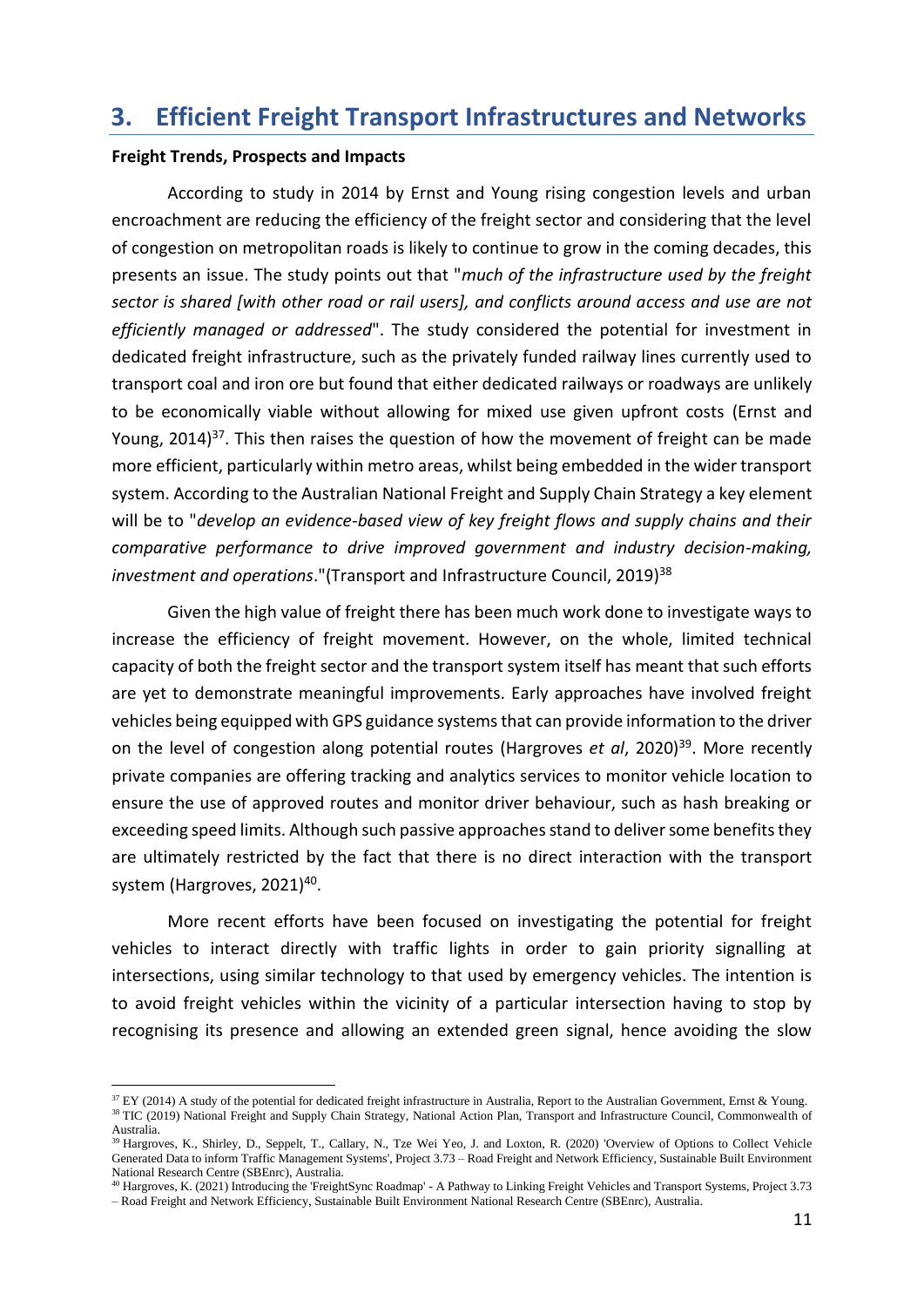## 3. Efficient Freight Transport Infrastructures and Networks

**Freight Trends, Prospects and Impacts**

According to study in 2014 by Ernst and Young rising congestion levels and urban encroachment are reducing the efficiency of the freight sector and considering that the level of congestion on metropolitan roads is likely to continue to grow in the coming decades, this presents an issue. The study points out that "*much of the infrastructure used by the freight sector is shared [with other road or rail users], and conflicts around access and use are not efficiently managed or addressed*". The study considered the potential for investment in dedicated freight infrastructure, such as the privately funded railway lines currently used to transport coal and iron ore but found that either dedicated railways or roadways are unlikely to be economically viable without allowing for mixed use given upfront costs (Ernst and Young, 2014)[37]. This then raises the question of how the movement of freight can be made more efficient, particularly within metro areas, whilst being embedded in the wider transport system. According to the Australian National Freight and Supply Chain Strategy a key element will be to "*develop an evidence-based view of key freight flows and supply chains and their comparative performance to drive improved government and industry decision-making, investment and operations*."(Transport and Infrastructure Council, 2019)[38]

Given the high value of freight there has been much work done to investigate ways to increase the efficiency of freight movement. However, on the whole, limited technical capacity of both the freight sector and the transport system itself has meant that such efforts are yet to demonstrate meaningful improvements. Early approaches have involved freight vehicles being equipped with GPS guidance systems that can provide information to the driver on the level of congestion along potential routes (Hargroves *et al*, 2020)[39]. More recently private companies are offering tracking and analytics services to monitor vehicle location to ensure the use of approved routes and monitor driver behaviour, such as hash breaking or exceeding speed limits. Although such passive approaches stand to deliver some benefits they are ultimately restricted by the fact that there is no direct interaction with the transport system (Hargroves, 2021)[40].

More recent efforts have been focused on investigating the potential for freight vehicles to interact directly with traffic lights in order to gain priority signalling at intersections, using similar technology to that used by emergency vehicles. The intention is to avoid freight vehicles within the vicinity of a particular intersection having to stop by recognising its presence and allowing an extended green signal, hence avoiding the slow

---

[37] EY (2014) A study of the potential for dedicated freight infrastructure in Australia, Report to the Australian Government, Ernst & Young.

[38] TIC (2019) National Freight and Supply Chain Strategy, National Action Plan, Transport and Infrastructure Council, Commonwealth of Australia.

[39] Hargroves, K., Shirley, D., Seppelt, T., Callary, N., Tze Wei Yeo, J. and Loxton, R. (2020) 'Overview of Options to Collect Vehicle Generated Data to inform Traffic Management Systems', Project 3.73 – Road Freight and Network Efficiency, Sustainable Built Environment National Research Centre (SBEnrc), Australia.

[40] Hargroves, K. (2021) Introducing the 'FreightSync Roadmap' - A Pathway to Linking Freight Vehicles and Transport Systems, Project 3.73 – Road Freight and Network Efficiency, Sustainable Built Environment National Research Centre (SBEnrc), Australia.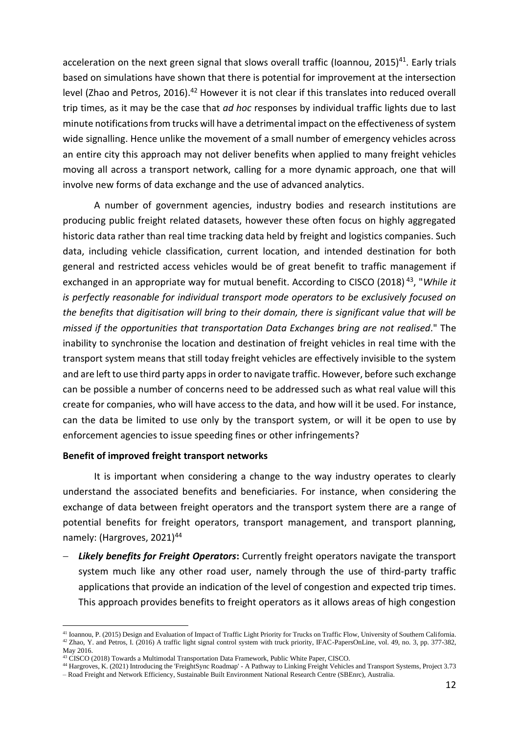acceleration on the next green signal that slows overall traffic (Ioannou, 2015)[41]. Early trials based on simulations have shown that there is potential for improvement at the intersection level (Zhao and Petros, 2016).[42] However it is not clear if this translates into reduced overall trip times, as it may be the case that *ad hoc* responses by individual traffic lights due to last minute notifications from trucks will have a detrimental impact on the effectiveness of system wide signalling. Hence unlike the movement of a small number of emergency vehicles across an entire city this approach may not deliver benefits when applied to many freight vehicles moving all across a transport network, calling for a more dynamic approach, one that will involve new forms of data exchange and the use of advanced analytics.

A number of government agencies, industry bodies and research institutions are producing public freight related datasets, however these often focus on highly aggregated historic data rather than real time tracking data held by freight and logistics companies. Such data, including vehicle classification, current location, and intended destination for both general and restricted access vehicles would be of great benefit to traffic management if exchanged in an appropriate way for mutual benefit. According to CISCO (2018)[43], "*While it is perfectly reasonable for individual transport mode operators to be exclusively focused on the benefits that digitisation will bring to their domain, there is significant value that will be missed if the opportunities that transportation Data Exchanges bring are not realised*." The inability to synchronise the location and destination of freight vehicles in real time with the transport system means that still today freight vehicles are effectively invisible to the system and are left to use third party apps in order to navigate traffic. However, before such exchange can be possible a number of concerns need to be addressed such as what real value will this create for companies, who will have access to the data, and how will it be used. For instance, can the data be limited to use only by the transport system, or will it be open to use by enforcement agencies to issue speeding fines or other infringements?

**Benefit of improved freight transport networks**

It is important when considering a change to the way industry operates to clearly understand the associated benefits and beneficiaries. For instance, when considering the exchange of data between freight operators and the transport system there are a range of potential benefits for freight operators, transport management, and transport planning, namely: (Hargroves, 2021)[44]

- ***Likely benefits for Freight Operators*:** Currently freight operators navigate the transport system much like any other road user, namely through the use of third-party traffic applications that provide an indication of the level of congestion and expected trip times. This approach provides benefits to freight operators as it allows areas of high congestion

---

[41] Ioannou, P. (2015) Design and Evaluation of Impact of Traffic Light Priority for Trucks on Traffic Flow, University of Southern California.

[42] Zhao, Y. and Petros, I. (2016) A traffic light signal control system with truck priority, IFAC-PapersOnLine, vol. 49, no. 3, pp. 377-382, May 2016.

[43] CISCO (2018) Towards a Multimodal Transportation Data Framework, Public White Paper, CISCO.

[44] Hargroves, K. (2021) Introducing the 'FreightSync Roadmap' - A Pathway to Linking Freight Vehicles and Transport Systems, Project 3.73 – Road Freight and Network Efficiency, Sustainable Built Environment National Research Centre (SBEnrc), Australia.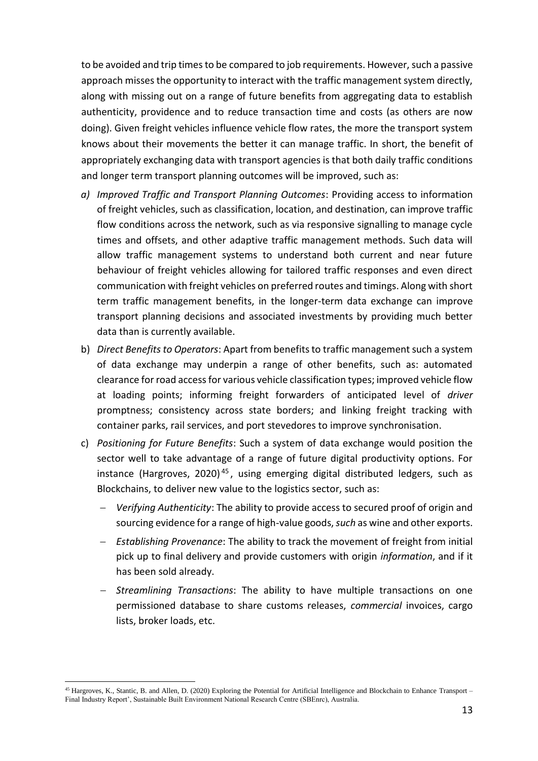to be avoided and trip times to be compared to job requirements. However, such a passive approach misses the opportunity to interact with the traffic management system directly, along with missing out on a range of future benefits from aggregating data to establish authenticity, providence and to reduce transaction time and costs (as others are now doing). Given freight vehicles influence vehicle flow rates, the more the transport system knows about their movements the better it can manage traffic. In short, the benefit of appropriately exchanging data with transport agencies is that both daily traffic conditions and longer term transport planning outcomes will be improved, such as:

a) *Improved Traffic and Transport Planning Outcomes*: Providing access to information of freight vehicles, such as classification, location, and destination, can improve traffic flow conditions across the network, such as via responsive signalling to manage cycle times and offsets, and other adaptive traffic management methods. Such data will allow traffic management systems to understand both current and near future behaviour of freight vehicles allowing for tailored traffic responses and even direct communication with freight vehicles on preferred routes and timings. Along with short term traffic management benefits, in the longer-term data exchange can improve transport planning decisions and associated investments by providing much better data than is currently available.

b) *Direct Benefits to Operators*: Apart from benefits to traffic management such a system of data exchange may underpin a range of other benefits, such as: automated clearance for road access for various vehicle classification types; improved vehicle flow at loading points; informing freight forwarders of anticipated level of *driver* promptness; consistency across state borders; and linking freight tracking with container parks, rail services, and port stevedores to improve synchronisation.

c) *Positioning for Future Benefits*: Such a system of data exchange would position the sector well to take advantage of a range of future digital productivity options. For instance (Hargroves, 2020)[45], using emerging digital distributed ledgers, such as Blockchains, to deliver new value to the logistics sector, such as:

   - *Verifying Authenticity*: The ability to provide access to secured proof of origin and sourcing evidence for a range of high-value goods, *such* as wine and other exports.
   - *Establishing Provenance*: The ability to track the movement of freight from initial pick up to final delivery and provide customers with origin *information*, and if it has been sold already.
   - *Streamlining Transactions*: The ability to have multiple transactions on one permissioned database to share customs releases, *commercial* invoices, cargo lists, broker loads, etc.

[45] Hargroves, K., Stantic, B. and Allen, D. (2020) Exploring the Potential for Artificial Intelligence and Blockchain to Enhance Transport – Final Industry Report', Sustainable Built Environment National Research Centre (SBEnrc), Australia.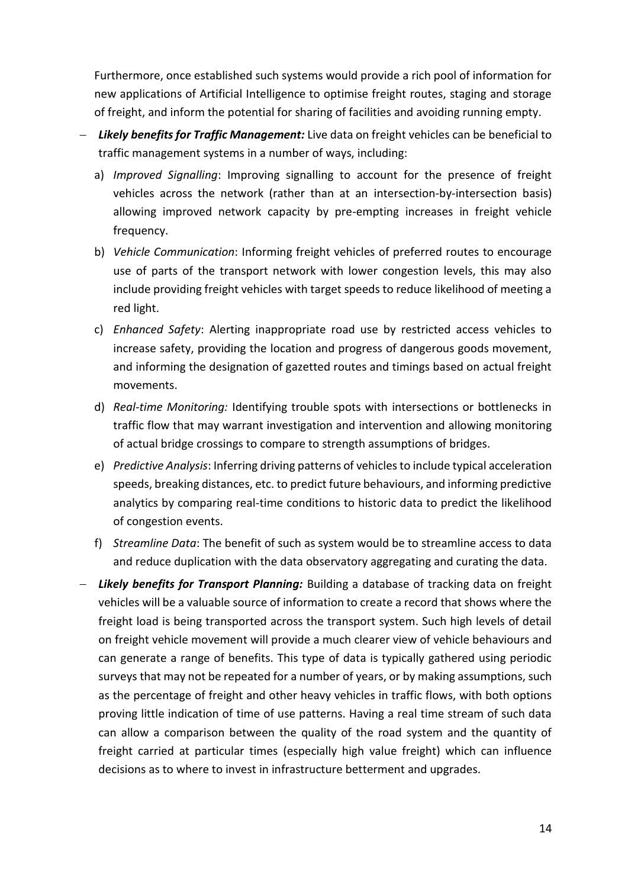Furthermore, once established such systems would provide a rich pool of information for new applications of Artificial Intelligence to optimise freight routes, staging and storage of freight, and inform the potential for sharing of facilities and avoiding running empty.

- ***Likely benefits for Traffic Management:*** Live data on freight vehicles can be beneficial to traffic management systems in a number of ways, including:
  a) *Improved Signalling*: Improving signalling to account for the presence of freight vehicles across the network (rather than at an intersection-by-intersection basis) allowing improved network capacity by pre-empting increases in freight vehicle frequency.
  b) *Vehicle Communication*: Informing freight vehicles of preferred routes to encourage use of parts of the transport network with lower congestion levels, this may also include providing freight vehicles with target speeds to reduce likelihood of meeting a red light.
  c) *Enhanced Safety*: Alerting inappropriate road use by restricted access vehicles to increase safety, providing the location and progress of dangerous goods movement, and informing the designation of gazetted routes and timings based on actual freight movements.
  d) *Real-time Monitoring:* Identifying trouble spots with intersections or bottlenecks in traffic flow that may warrant investigation and intervention and allowing monitoring of actual bridge crossings to compare to strength assumptions of bridges.
  e) *Predictive Analysis*: Inferring driving patterns of vehicles to include typical acceleration speeds, breaking distances, etc. to predict future behaviours, and informing predictive analytics by comparing real-time conditions to historic data to predict the likelihood of congestion events.
  f) *Streamline Data*: The benefit of such as system would be to streamline access to data and reduce duplication with the data observatory aggregating and curating the data.
- ***Likely benefits for Transport Planning:*** Building a database of tracking data on freight vehicles will be a valuable source of information to create a record that shows where the freight load is being transported across the transport system. Such high levels of detail on freight vehicle movement will provide a much clearer view of vehicle behaviours and can generate a range of benefits. This type of data is typically gathered using periodic surveys that may not be repeated for a number of years, or by making assumptions, such as the percentage of freight and other heavy vehicles in traffic flows, with both options proving little indication of time of use patterns. Having a real time stream of such data can allow a comparison between the quality of the road system and the quantity of freight carried at particular times (especially high value freight) which can influence decisions as to where to invest in infrastructure betterment and upgrades.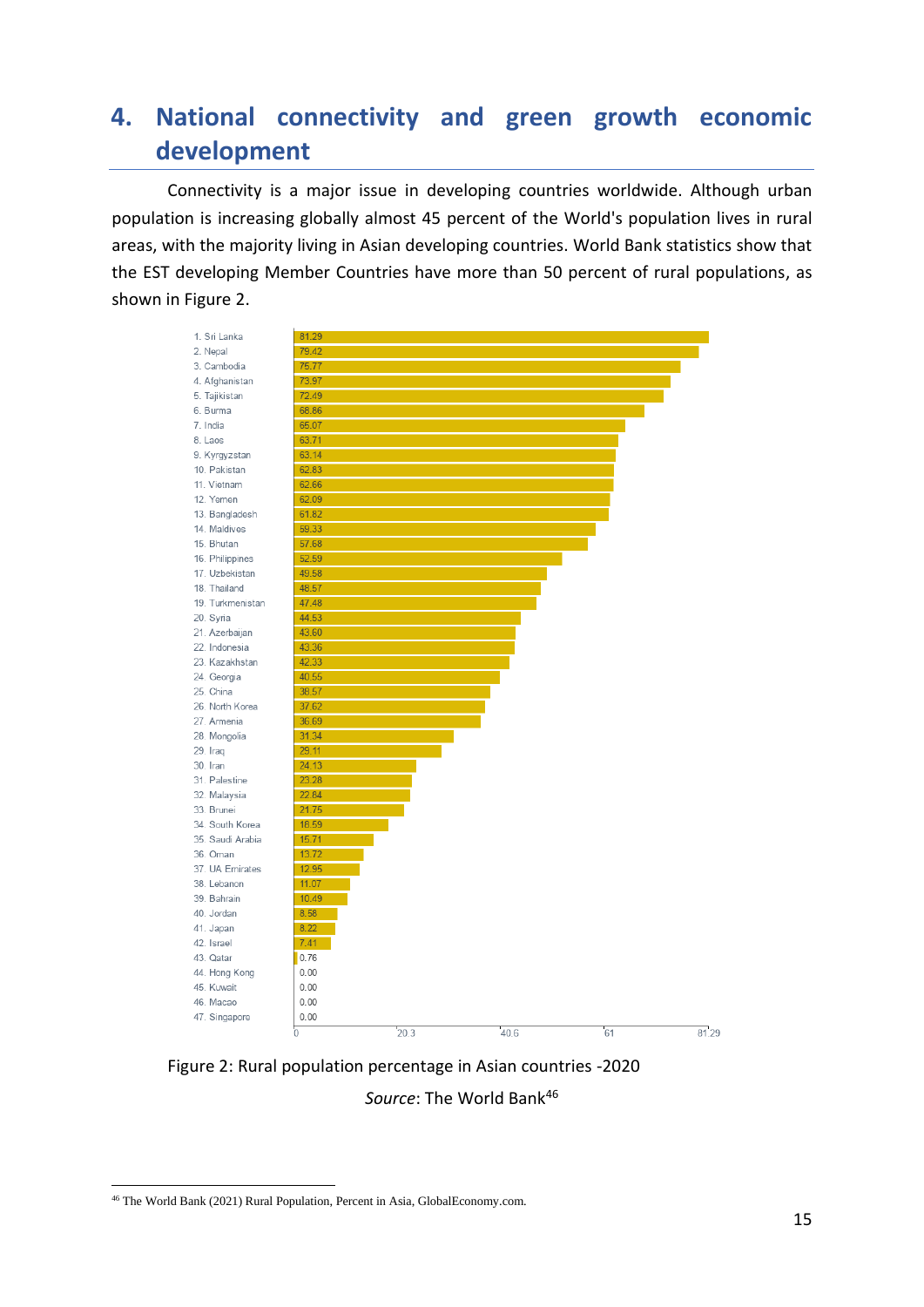# 4. National connectivity and green growth economic development

Connectivity is a major issue in developing countries worldwide. Although urban population is increasing globally almost 45 percent of the World's population lives in rural areas, with the majority living in Asian developing countries. World Bank statistics show that the EST developing Member Countries have more than 50 percent of rural populations, as shown in Figure 2.

1. Sri Lanka 81.29
2. Nepal 79.42
3. Cambodia 75.77
4. Afghanistan 73.97
5. Tajikistan 72.49
6. Burma 68.86
7. India 65.07
8. Laos 63.71
9. Kyrgyzstan 63.14
10. Pakistan 62.83
11. Vietnam 62.66
12. Yemen 62.09
13. Bangladesh 61.82
14. Maldives 59.33
15. Bhutan 57.68
16. Philippines 52.59
17. Uzbekistan 49.58
18. Thailand 48.57
19. Turkmenistan 47.48
20. Syria 44.53
21. Azerbaijan 43.60
22. Indonesia 43.36
23. Kazakhstan 42.33
24. Georgia 40.55
25. China 38.57
26. North Korea 37.62
27. Armenia 36.69
28. Mongolia 31.34
29. Iraq 29.11
30. Iran 24.13
31. Palestine 23.28
32. Malaysia 22.84
33. Brunei 21.75
34. South Korea 18.59
35. Saudi Arabia 15.71
36. Oman 13.72
37. UA Emirates 12.95
38. Lebanon 11.07
39. Bahrain 10.49
40. Jordan 8.58
41. Japan 8.22
42. Israel 7.41
43. Qatar 0.76
44. Hong Kong 0.00
45. Kuwait 0.00
46. Macao 0.00
47. Singapore 0.00

0 20.3 40.6 61 81.29

Figure 2: Rural population percentage in Asian countries -2020

*Source*: The World Bank[46]

---

[46] The World Bank (2021) Rural Population, Percent in Asia, GlobalEconomy.com.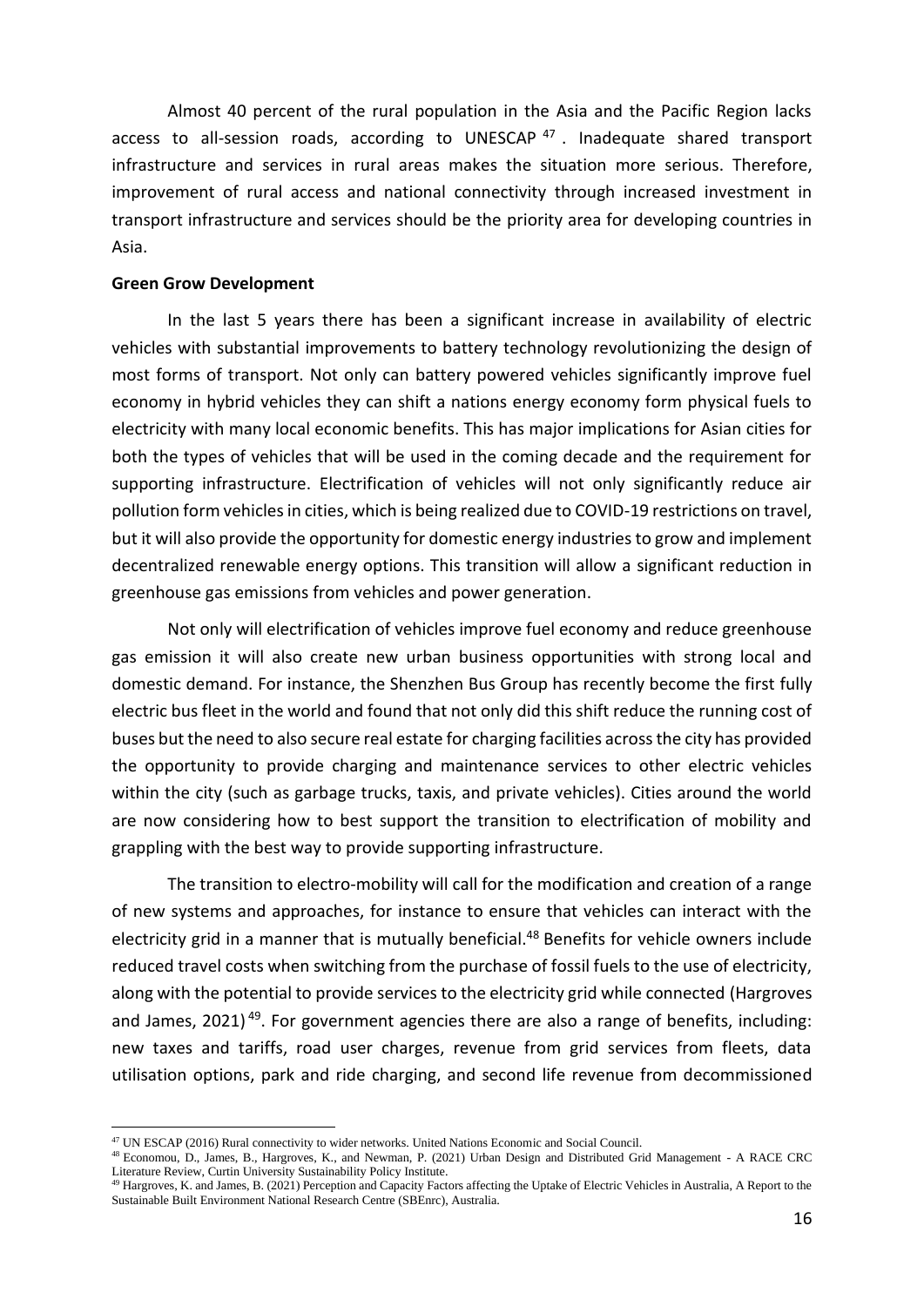Almost 40 percent of the rural population in the Asia and the Pacific Region lacks access to all-session roads, according to UNESCAP [47]. Inadequate shared transport infrastructure and services in rural areas makes the situation more serious. Therefore, improvement of rural access and national connectivity through increased investment in transport infrastructure and services should be the priority area for developing countries in Asia.

**Green Grow Development**

In the last 5 years there has been a significant increase in availability of electric vehicles with substantial improvements to battery technology revolutionizing the design of most forms of transport. Not only can battery powered vehicles significantly improve fuel economy in hybrid vehicles they can shift a nations energy economy form physical fuels to electricity with many local economic benefits. This has major implications for Asian cities for both the types of vehicles that will be used in the coming decade and the requirement for supporting infrastructure. Electrification of vehicles will not only significantly reduce air pollution form vehicles in cities, which is being realized due to COVID-19 restrictions on travel, but it will also provide the opportunity for domestic energy industries to grow and implement decentralized renewable energy options. This transition will allow a significant reduction in greenhouse gas emissions from vehicles and power generation.

Not only will electrification of vehicles improve fuel economy and reduce greenhouse gas emission it will also create new urban business opportunities with strong local and domestic demand. For instance, the Shenzhen Bus Group has recently become the first fully electric bus fleet in the world and found that not only did this shift reduce the running cost of buses but the need to also secure real estate for charging facilities across the city has provided the opportunity to provide charging and maintenance services to other electric vehicles within the city (such as garbage trucks, taxis, and private vehicles). Cities around the world are now considering how to best support the transition to electrification of mobility and grappling with the best way to provide supporting infrastructure.

The transition to electro-mobility will call for the modification and creation of a range of new systems and approaches, for instance to ensure that vehicles can interact with the electricity grid in a manner that is mutually beneficial.[48] Benefits for vehicle owners include reduced travel costs when switching from the purchase of fossil fuels to the use of electricity, along with the potential to provide services to the electricity grid while connected (Hargroves and James, 2021)[49]. For government agencies there are also a range of benefits, including: new taxes and tariffs, road user charges, revenue from grid services from fleets, data utilisation options, park and ride charging, and second life revenue from decommissioned

[47] UN ESCAP (2016) Rural connectivity to wider networks. United Nations Economic and Social Council.

[48] Economou, D., James, B., Hargroves, K., and Newman, P. (2021) Urban Design and Distributed Grid Management - A RACE CRC Literature Review, Curtin University Sustainability Policy Institute.

[49] Hargroves, K. and James, B. (2021) Perception and Capacity Factors affecting the Uptake of Electric Vehicles in Australia, A Report to the Sustainable Built Environment National Research Centre (SBEnrc), Australia.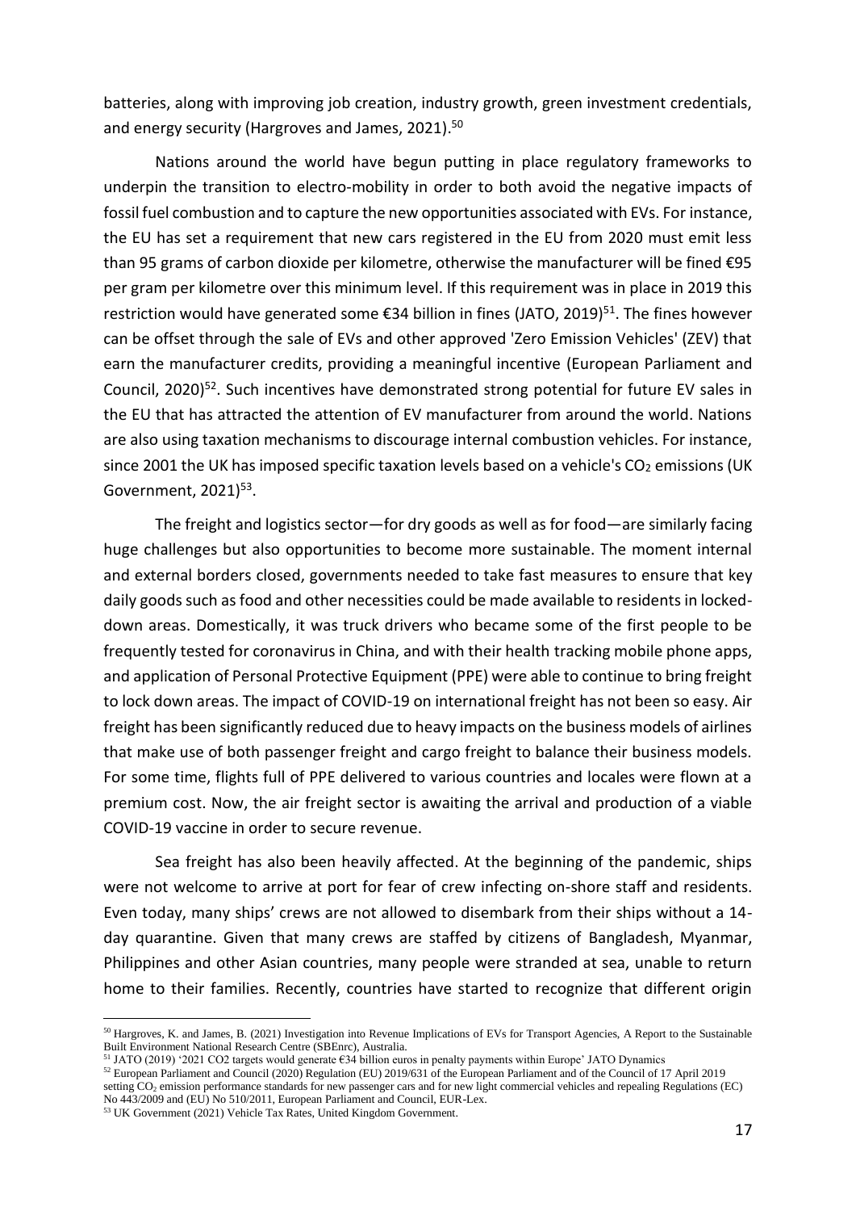batteries, along with improving job creation, industry growth, green investment credentials, and energy security (Hargroves and James, 2021).[50]

Nations around the world have begun putting in place regulatory frameworks to underpin the transition to electro-mobility in order to both avoid the negative impacts of fossil fuel combustion and to capture the new opportunities associated with EVs. For instance, the EU has set a requirement that new cars registered in the EU from 2020 must emit less than 95 grams of carbon dioxide per kilometre, otherwise the manufacturer will be fined €95 per gram per kilometre over this minimum level. If this requirement was in place in 2019 this restriction would have generated some €34 billion in fines (JATO, 2019)[51]. The fines however can be offset through the sale of EVs and other approved 'Zero Emission Vehicles' (ZEV) that earn the manufacturer credits, providing a meaningful incentive (European Parliament and Council, 2020)[52]. Such incentives have demonstrated strong potential for future EV sales in the EU that has attracted the attention of EV manufacturer from around the world. Nations are also using taxation mechanisms to discourage internal combustion vehicles. For instance, since 2001 the UK has imposed specific taxation levels based on a vehicle's $CO_2$ emissions (UK Government, 2021)[53].

The freight and logistics sector—for dry goods as well as for food—are similarly facing huge challenges but also opportunities to become more sustainable. The moment internal and external borders closed, governments needed to take fast measures to ensure that key daily goods such as food and other necessities could be made available to residents in locked-down areas. Domestically, it was truck drivers who became some of the first people to be frequently tested for coronavirus in China, and with their health tracking mobile phone apps, and application of Personal Protective Equipment (PPE) were able to continue to bring freight to lock down areas. The impact of COVID-19 on international freight has not been so easy. Air freight has been significantly reduced due to heavy impacts on the business models of airlines that make use of both passenger freight and cargo freight to balance their business models. For some time, flights full of PPE delivered to various countries and locales were flown at a premium cost. Now, the air freight sector is awaiting the arrival and production of a viable COVID-19 vaccine in order to secure revenue.

Sea freight has also been heavily affected. At the beginning of the pandemic, ships were not welcome to arrive at port for fear of crew infecting on-shore staff and residents. Even today, many ships' crews are not allowed to disembark from their ships without a 14-day quarantine. Given that many crews are staffed by citizens of Bangladesh, Myanmar, Philippines and other Asian countries, many people were stranded at sea, unable to return home to their families. Recently, countries have started to recognize that different origin

---

[50] Hargroves, K. and James, B. (2021) Investigation into Revenue Implications of EVs for Transport Agencies, A Report to the Sustainable Built Environment National Research Centre (SBEnrc), Australia.

[51] JATO (2019) '2021 CO2 targets would generate €34 billion euros in penalty payments within Europe' JATO Dynamics

[52] European Parliament and Council (2020) Regulation (EU) 2019/631 of the European Parliament and of the Council of 17 April 2019 setting $CO_2$ emission performance standards for new passenger cars and for new light commercial vehicles and repealing Regulations (EC) No 443/2009 and (EU) No 510/2011, European Parliament and Council, EUR-Lex.

[53] UK Government (2021) Vehicle Tax Rates, United Kingdom Government.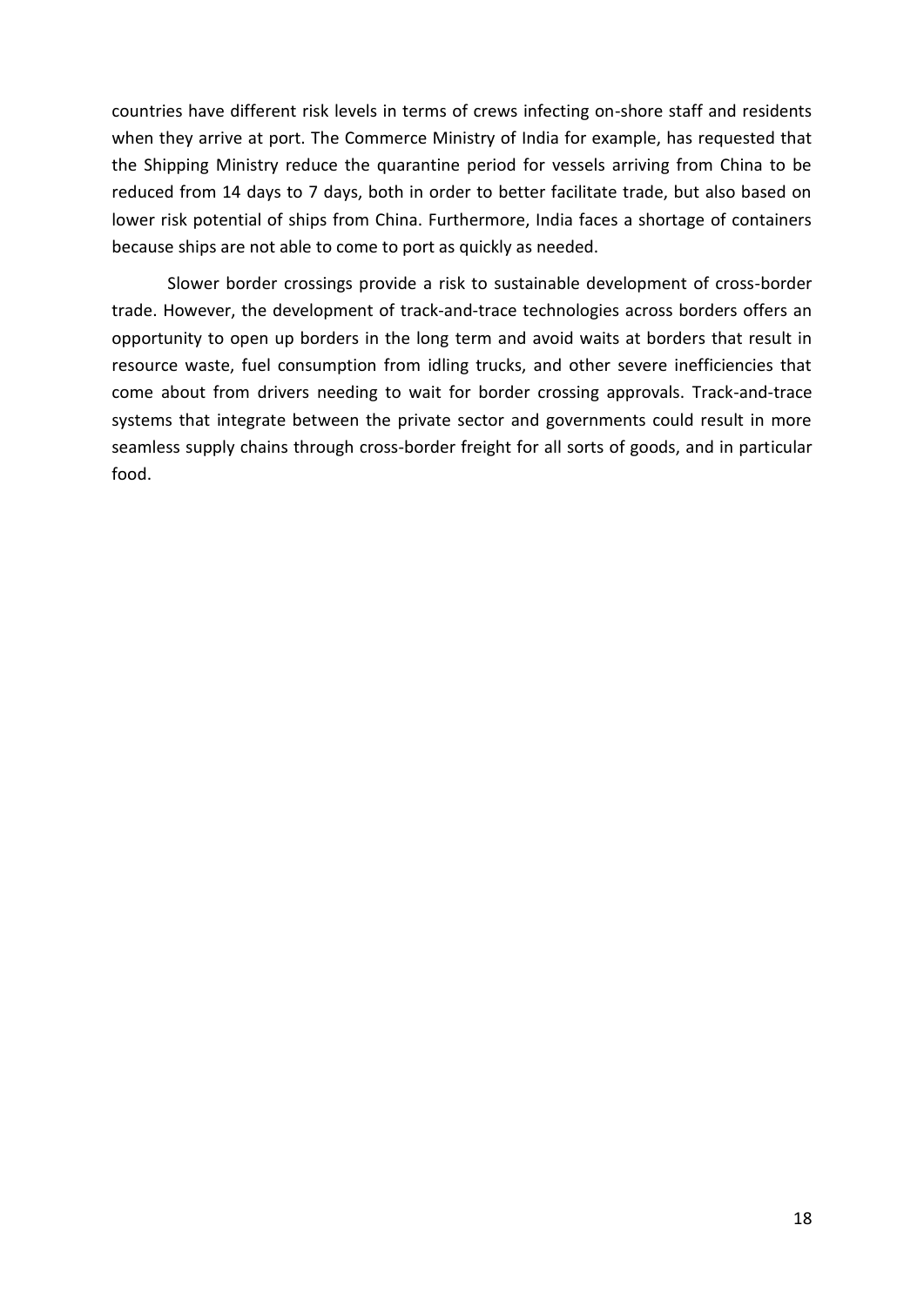countries have different risk levels in terms of crews infecting on-shore staff and residents when they arrive at port. The Commerce Ministry of India for example, has requested that the Shipping Ministry reduce the quarantine period for vessels arriving from China to be reduced from 14 days to 7 days, both in order to better facilitate trade, but also based on lower risk potential of ships from China. Furthermore, India faces a shortage of containers because ships are not able to come to port as quickly as needed.

Slower border crossings provide a risk to sustainable development of cross-border trade. However, the development of track-and-trace technologies across borders offers an opportunity to open up borders in the long term and avoid waits at borders that result in resource waste, fuel consumption from idling trucks, and other severe inefficiencies that come about from drivers needing to wait for border crossing approvals. Track-and-trace systems that integrate between the private sector and governments could result in more seamless supply chains through cross-border freight for all sorts of goods, and in particular food.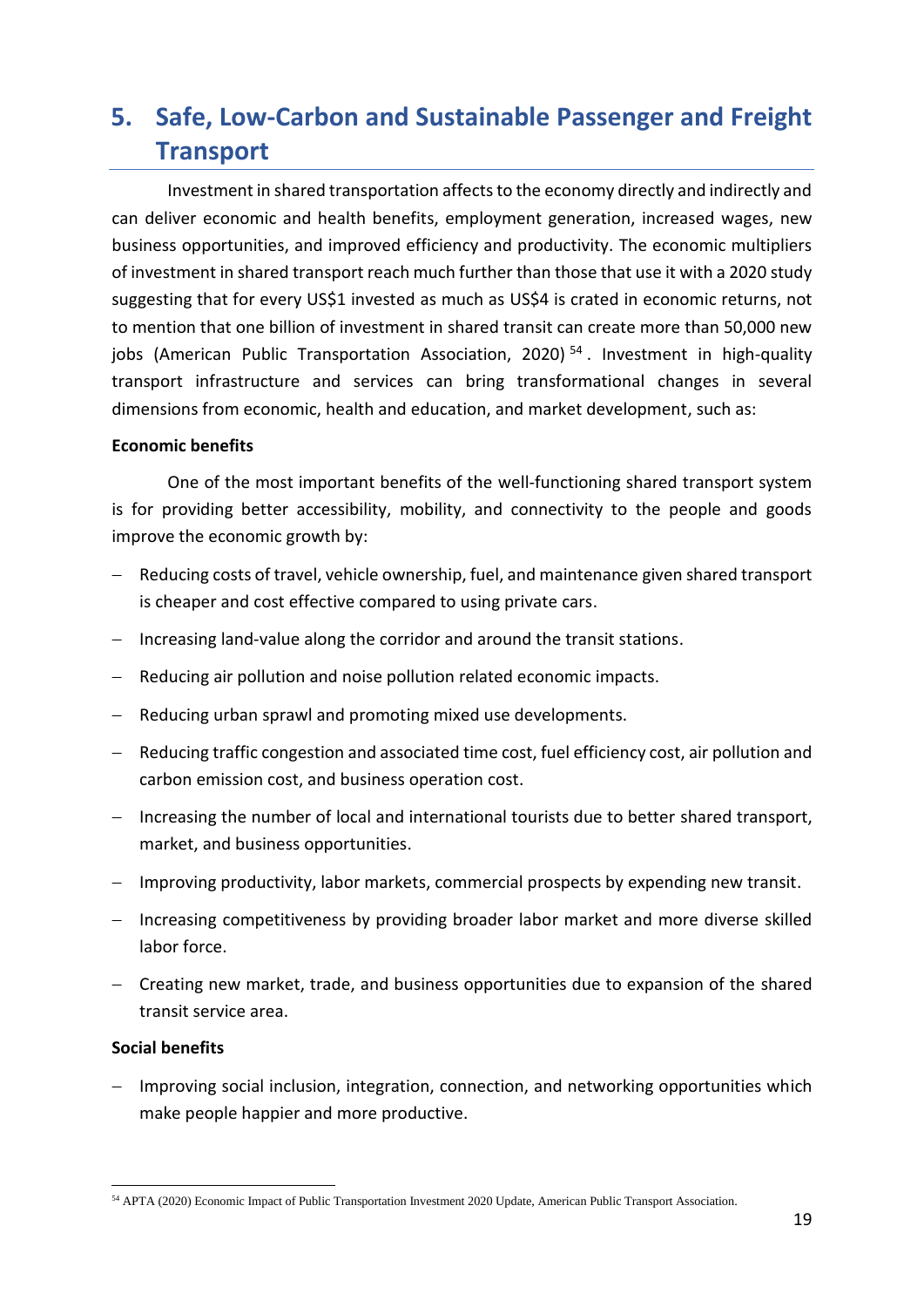# 5. Safe, Low-Carbon and Sustainable Passenger and Freight Transport

Investment in shared transportation affects to the economy directly and indirectly and can deliver economic and health benefits, employment generation, increased wages, new business opportunities, and improved efficiency and productivity. The economic multipliers of investment in shared transport reach much further than those that use it with a 2020 study suggesting that for every US$1 invested as much as US$4 is crated in economic returns, not to mention that one billion of investment in shared transit can create more than 50,000 new jobs (American Public Transportation Association, 2020) [54]. Investment in high-quality transport infrastructure and services can bring transformational changes in several dimensions from economic, health and education, and market development, such as:

**Economic benefits**

One of the most important benefits of the well-functioning shared transport system is for providing better accessibility, mobility, and connectivity to the people and goods improve the economic growth by:

- Reducing costs of travel, vehicle ownership, fuel, and maintenance given shared transport is cheaper and cost effective compared to using private cars.
- Increasing land-value along the corridor and around the transit stations.
- Reducing air pollution and noise pollution related economic impacts.
- Reducing urban sprawl and promoting mixed use developments.
- Reducing traffic congestion and associated time cost, fuel efficiency cost, air pollution and carbon emission cost, and business operation cost.
- Increasing the number of local and international tourists due to better shared transport, market, and business opportunities.
- Improving productivity, labor markets, commercial prospects by expending new transit.
- Increasing competitiveness by providing broader labor market and more diverse skilled labor force.
- Creating new market, trade, and business opportunities due to expansion of the shared transit service area.

**Social benefits**

- Improving social inclusion, integration, connection, and networking opportunities which make people happier and more productive.

[54] APTA (2020) Economic Impact of Public Transportation Investment 2020 Update, American Public Transport Association.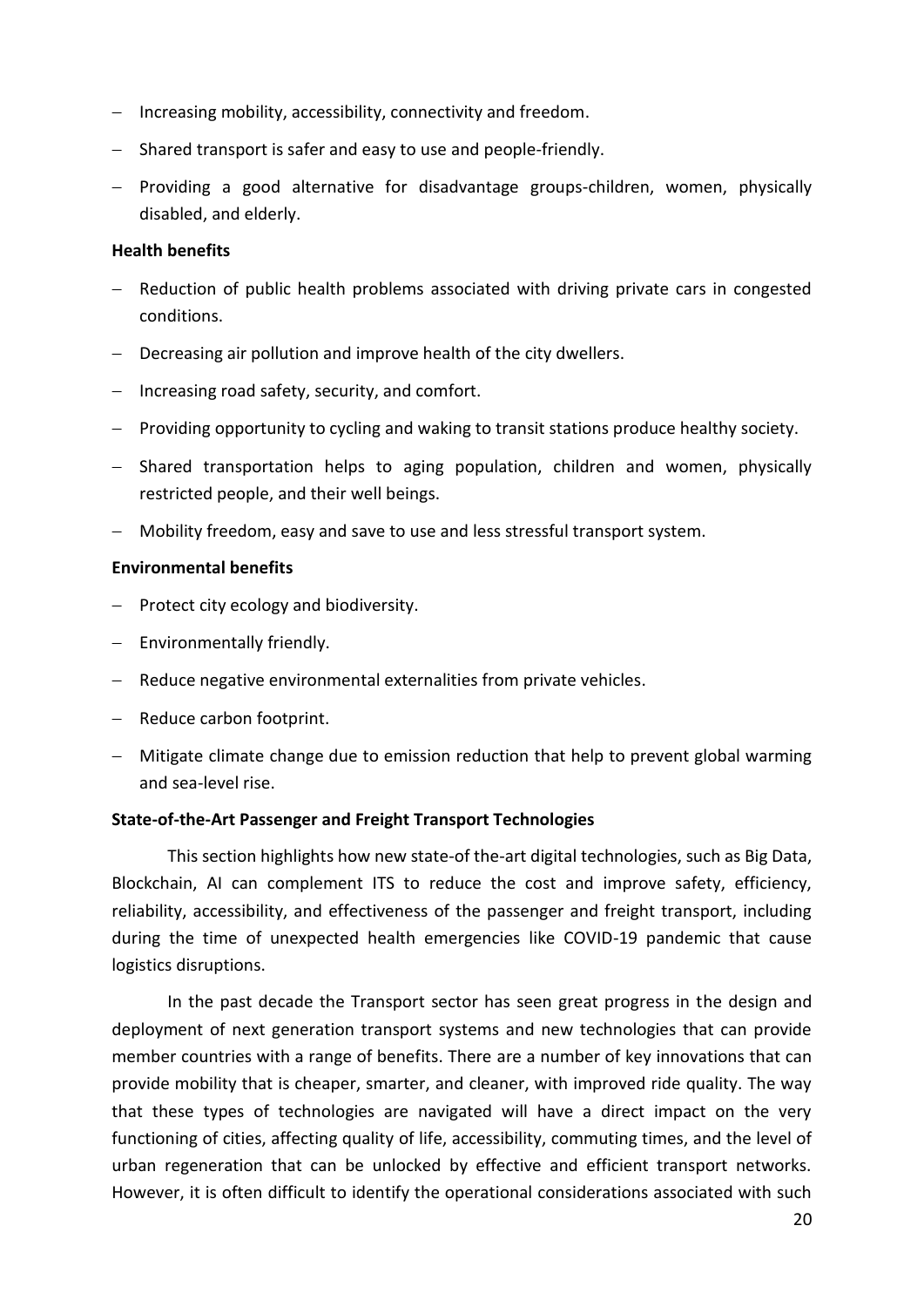- Increasing mobility, accessibility, connectivity and freedom.
- Shared transport is safer and easy to use and people-friendly.
- Providing a good alternative for disadvantage groups-children, women, physically disabled, and elderly.

**Health benefits**

- Reduction of public health problems associated with driving private cars in congested conditions.
- Decreasing air pollution and improve health of the city dwellers.
- Increasing road safety, security, and comfort.
- Providing opportunity to cycling and waking to transit stations produce healthy society.
- Shared transportation helps to aging population, children and women, physically restricted people, and their well beings.
- Mobility freedom, easy and save to use and less stressful transport system.

**Environmental benefits**

- Protect city ecology and biodiversity.
- Environmentally friendly.
- Reduce negative environmental externalities from private vehicles.
- Reduce carbon footprint.
- Mitigate climate change due to emission reduction that help to prevent global warming and sea-level rise.

**State-of-the-Art Passenger and Freight Transport Technologies**

This section highlights how new state-of the-art digital technologies, such as Big Data, Blockchain, AI can complement ITS to reduce the cost and improve safety, efficiency, reliability, accessibility, and effectiveness of the passenger and freight transport, including during the time of unexpected health emergencies like COVID-19 pandemic that cause logistics disruptions.

In the past decade the Transport sector has seen great progress in the design and deployment of next generation transport systems and new technologies that can provide member countries with a range of benefits. There are a number of key innovations that can provide mobility that is cheaper, smarter, and cleaner, with improved ride quality. The way that these types of technologies are navigated will have a direct impact on the very functioning of cities, affecting quality of life, accessibility, commuting times, and the level of urban regeneration that can be unlocked by effective and efficient transport networks. However, it is often difficult to identify the operational considerations associated with such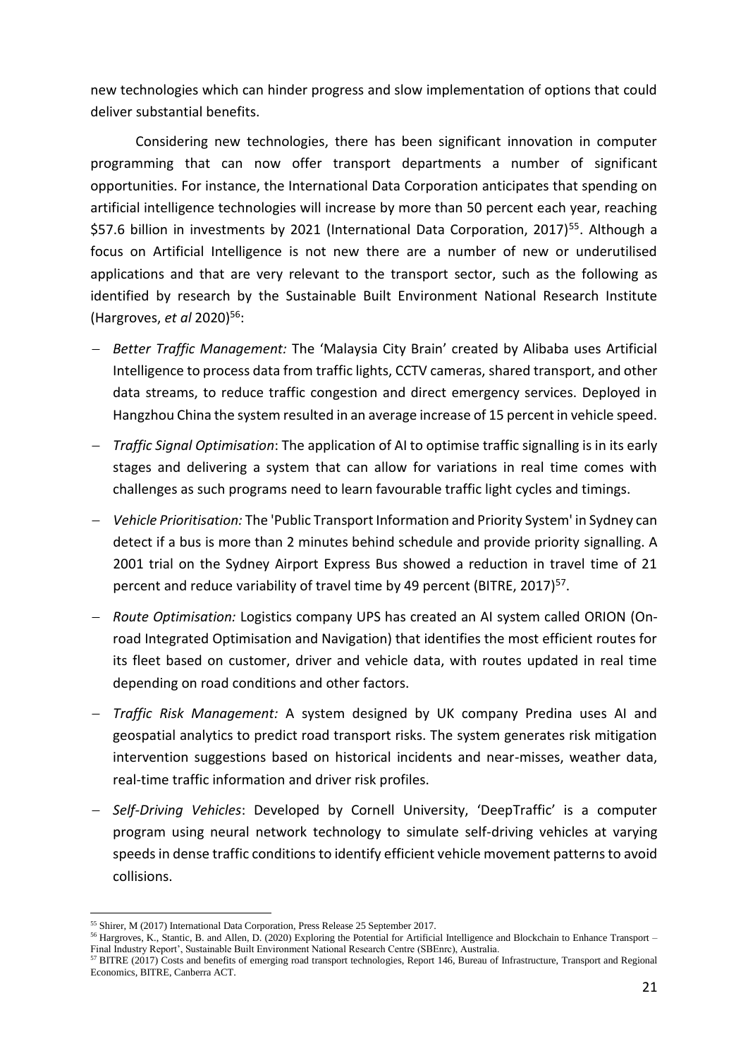new technologies which can hinder progress and slow implementation of options that could deliver substantial benefits.

Considering new technologies, there has been significant innovation in computer programming that can now offer transport departments a number of significant opportunities. For instance, the International Data Corporation anticipates that spending on artificial intelligence technologies will increase by more than 50 percent each year, reaching $57.6 billion in investments by 2021 (International Data Corporation, 2017)[55]. Although a focus on Artificial Intelligence is not new there are a number of new or underutilised applications and that are very relevant to the transport sector, such as the following as identified by research by the Sustainable Built Environment National Research Institute (Hargroves, *et al* 2020)[56]:

- *Better Traffic Management:* The 'Malaysia City Brain' created by Alibaba uses Artificial Intelligence to process data from traffic lights, CCTV cameras, shared transport, and other data streams, to reduce traffic congestion and direct emergency services. Deployed in Hangzhou China the system resulted in an average increase of 15 percent in vehicle speed.
- *Traffic Signal Optimisation*: The application of AI to optimise traffic signalling is in its early stages and delivering a system that can allow for variations in real time comes with challenges as such programs need to learn favourable traffic light cycles and timings.
- *Vehicle Prioritisation:* The 'Public Transport Information and Priority System' in Sydney can detect if a bus is more than 2 minutes behind schedule and provide priority signalling. A 2001 trial on the Sydney Airport Express Bus showed a reduction in travel time of 21 percent and reduce variability of travel time by 49 percent (BITRE, 2017)[57].
- *Route Optimisation:* Logistics company UPS has created an AI system called ORION (On-road Integrated Optimisation and Navigation) that identifies the most efficient routes for its fleet based on customer, driver and vehicle data, with routes updated in real time depending on road conditions and other factors.
- *Traffic Risk Management:* A system designed by UK company Predina uses AI and geospatial analytics to predict road transport risks. The system generates risk mitigation intervention suggestions based on historical incidents and near-misses, weather data, real-time traffic information and driver risk profiles.
- *Self-Driving Vehicles*: Developed by Cornell University, 'DeepTraffic' is a computer program using neural network technology to simulate self-driving vehicles at varying speeds in dense traffic conditions to identify efficient vehicle movement patterns to avoid collisions.

---

[55] Shirer, M (2017) International Data Corporation, Press Release 25 September 2017.

[56] Hargroves, K., Stantic, B. and Allen, D. (2020) Exploring the Potential for Artificial Intelligence and Blockchain to Enhance Transport – Final Industry Report', Sustainable Built Environment National Research Centre (SBEnrc), Australia.

[57] BITRE (2017) Costs and benefits of emerging road transport technologies, Report 146, Bureau of Infrastructure, Transport and Regional Economics, BITRE, Canberra ACT.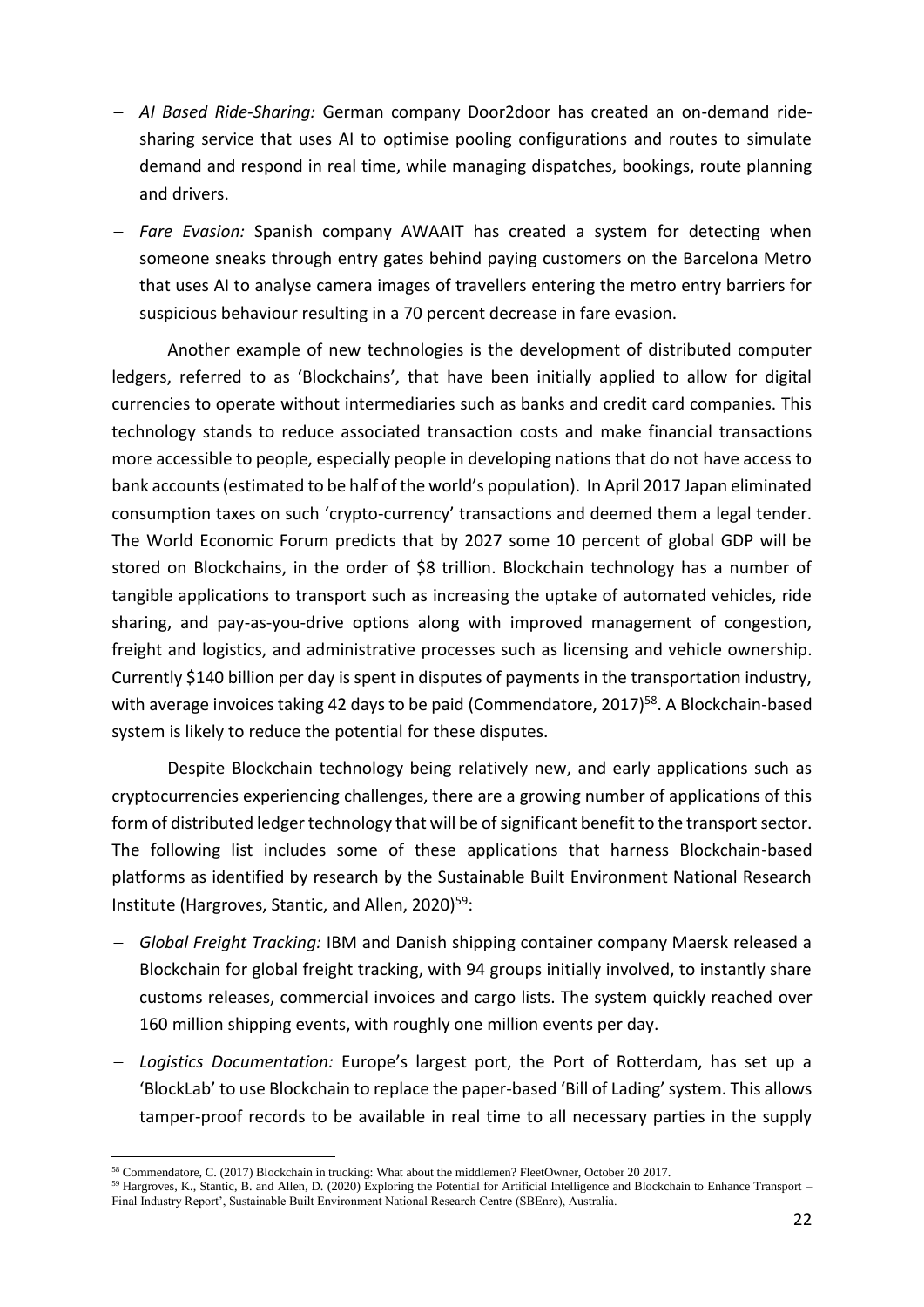- *AI Based Ride-Sharing:* German company Door2door has created an on-demand ride-sharing service that uses AI to optimise pooling configurations and routes to simulate demand and respond in real time, while managing dispatches, bookings, route planning and drivers.
- *Fare Evasion:* Spanish company AWAAIT has created a system for detecting when someone sneaks through entry gates behind paying customers on the Barcelona Metro that uses AI to analyse camera images of travellers entering the metro entry barriers for suspicious behaviour resulting in a 70 percent decrease in fare evasion.

Another example of new technologies is the development of distributed computer ledgers, referred to as 'Blockchains', that have been initially applied to allow for digital currencies to operate without intermediaries such as banks and credit card companies. This technology stands to reduce associated transaction costs and make financial transactions more accessible to people, especially people in developing nations that do not have access to bank accounts (estimated to be half of the world's population). In April 2017 Japan eliminated consumption taxes on such 'crypto-currency' transactions and deemed them a legal tender. The World Economic Forum predicts that by 2027 some 10 percent of global GDP will be stored on Blockchains, in the order of $8 trillion. Blockchain technology has a number of tangible applications to transport such as increasing the uptake of automated vehicles, ride sharing, and pay-as-you-drive options along with improved management of congestion, freight and logistics, and administrative processes such as licensing and vehicle ownership. Currently $140 billion per day is spent in disputes of payments in the transportation industry, with average invoices taking 42 days to be paid (Commendatore, 2017)[58]. A Blockchain-based system is likely to reduce the potential for these disputes.

Despite Blockchain technology being relatively new, and early applications such as cryptocurrencies experiencing challenges, there are a growing number of applications of this form of distributed ledger technology that will be of significant benefit to the transport sector. The following list includes some of these applications that harness Blockchain-based platforms as identified by research by the Sustainable Built Environment National Research Institute (Hargroves, Stantic, and Allen, 2020)[59]:

- *Global Freight Tracking:* IBM and Danish shipping container company Maersk released a Blockchain for global freight tracking, with 94 groups initially involved, to instantly share customs releases, commercial invoices and cargo lists. The system quickly reached over 160 million shipping events, with roughly one million events per day.
- *Logistics Documentation:* Europe's largest port, the Port of Rotterdam, has set up a 'BlockLab' to use Blockchain to replace the paper-based 'Bill of Lading' system. This allows tamper-proof records to be available in real time to all necessary parties in the supply

[58] Commendatore, C. (2017) Blockchain in trucking: What about the middlemen? FleetOwner, October 20 2017.

[59] Hargroves, K., Stantic, B. and Allen, D. (2020) Exploring the Potential for Artificial Intelligence and Blockchain to Enhance Transport – Final Industry Report', Sustainable Built Environment National Research Centre (SBEnrc), Australia.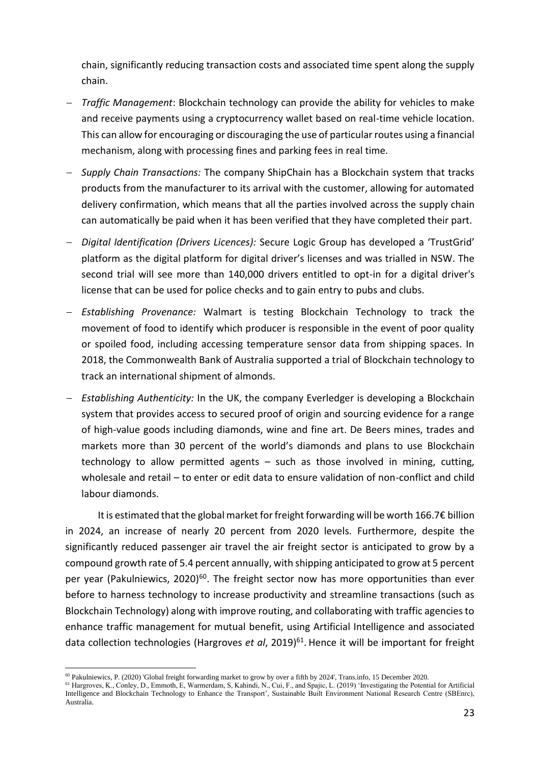chain, significantly reducing transaction costs and associated time spent along the supply chain.

- *Traffic Management*: Blockchain technology can provide the ability for vehicles to make and receive payments using a cryptocurrency wallet based on real-time vehicle location. This can allow for encouraging or discouraging the use of particular routes using a financial mechanism, along with processing fines and parking fees in real time.
- *Supply Chain Transactions:* The company ShipChain has a Blockchain system that tracks products from the manufacturer to its arrival with the customer, allowing for automated delivery confirmation, which means that all the parties involved across the supply chain can automatically be paid when it has been verified that they have completed their part.
- *Digital Identification (Drivers Licences):* Secure Logic Group has developed a 'TrustGrid' platform as the digital platform for digital driver's licenses and was trialled in NSW. The second trial will see more than 140,000 drivers entitled to opt-in for a digital driver's license that can be used for police checks and to gain entry to pubs and clubs.
- *Establishing Provenance:* Walmart is testing Blockchain Technology to track the movement of food to identify which producer is responsible in the event of poor quality or spoiled food, including accessing temperature sensor data from shipping spaces. In 2018, the Commonwealth Bank of Australia supported a trial of Blockchain technology to track an international shipment of almonds.
- *Establishing Authenticity:* In the UK, the company Everledger is developing a Blockchain system that provides access to secured proof of origin and sourcing evidence for a range of high-value goods including diamonds, wine and fine art. De Beers mines, trades and markets more than 30 percent of the world's diamonds and plans to use Blockchain technology to allow permitted agents – such as those involved in mining, cutting, wholesale and retail – to enter or edit data to ensure validation of non-conflict and child labour diamonds.

It is estimated that the global market for freight forwarding will be worth 166.7€ billion in 2024, an increase of nearly 20 percent from 2020 levels. Furthermore, despite the significantly reduced passenger air travel the air freight sector is anticipated to grow by a compound growth rate of 5.4 percent annually, with shipping anticipated to grow at 5 percent per year (Pakulniewics, 2020)[60]. The freight sector now has more opportunities than ever before to harness technology to increase productivity and streamline transactions (such as Blockchain Technology) along with improve routing, and collaborating with traffic agencies to enhance traffic management for mutual benefit, using Artificial Intelligence and associated data collection technologies (Hargroves *et al*, 2019)[61]. Hence it will be important for freight

[60] Pakulniewics, P. (2020) 'Global freight forwarding market to grow by over a fifth by 2024', Trans.info, 15 December 2020.

[61] Hargroves, K., Conley, D., Emmoth, E, Warmerdam, S, Kahindi, N., Cui, F., and Spajic, L. (2019) 'Investigating the Potential for Artificial Intelligence and Blockchain Technology to Enhance the Transport', Sustainable Built Environment National Research Centre (SBEnrc), Australia.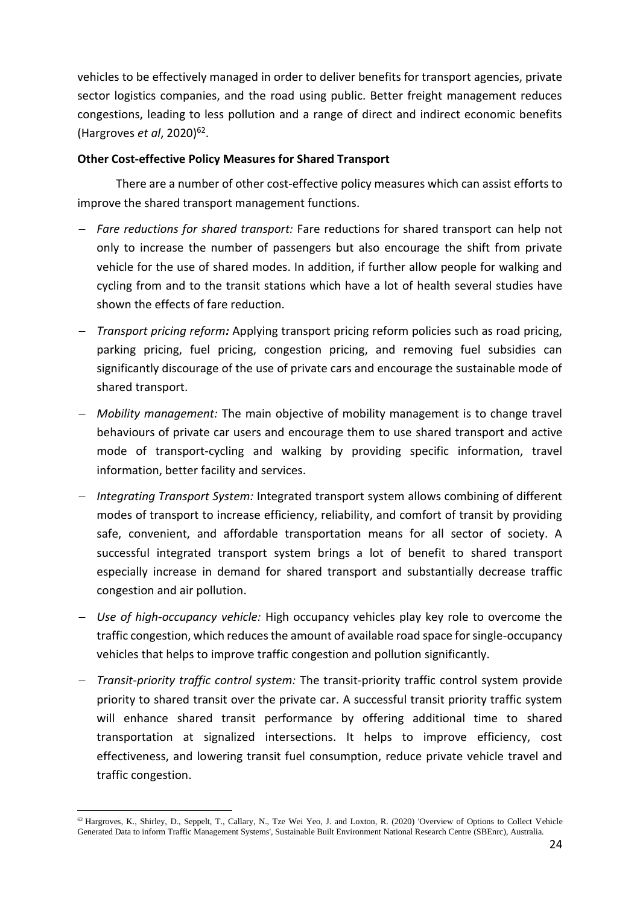vehicles to be effectively managed in order to deliver benefits for transport agencies, private sector logistics companies, and the road using public. Better freight management reduces congestions, leading to less pollution and a range of direct and indirect economic benefits (Hargroves *et al*, 2020)[62].

**Other Cost-effective Policy Measures for Shared Transport**

There are a number of other cost-effective policy measures which can assist efforts to improve the shared transport management functions.

- *Fare reductions for shared transport:* Fare reductions for shared transport can help not only to increase the number of passengers but also encourage the shift from private vehicle for the use of shared modes. In addition, if further allow people for walking and cycling from and to the transit stations which have a lot of health several studies have shown the effects of fare reduction.
- *Transport pricing reform:* Applying transport pricing reform policies such as road pricing, parking pricing, fuel pricing, congestion pricing, and removing fuel subsidies can significantly discourage of the use of private cars and encourage the sustainable mode of shared transport.
- *Mobility management:* The main objective of mobility management is to change travel behaviours of private car users and encourage them to use shared transport and active mode of transport-cycling and walking by providing specific information, travel information, better facility and services.
- *Integrating Transport System:* Integrated transport system allows combining of different modes of transport to increase efficiency, reliability, and comfort of transit by providing safe, convenient, and affordable transportation means for all sector of society. A successful integrated transport system brings a lot of benefit to shared transport especially increase in demand for shared transport and substantially decrease traffic congestion and air pollution.
- *Use of high-occupancy vehicle:* High occupancy vehicles play key role to overcome the traffic congestion, which reduces the amount of available road space for single-occupancy vehicles that helps to improve traffic congestion and pollution significantly.
- *Transit-priority traffic control system:* The transit-priority traffic control system provide priority to shared transit over the private car. A successful transit priority traffic system will enhance shared transit performance by offering additional time to shared transportation at signalized intersections. It helps to improve efficiency, cost effectiveness, and lowering transit fuel consumption, reduce private vehicle travel and traffic congestion.

[62] Hargroves, K., Shirley, D., Seppelt, T., Callary, N., Tze Wei Yeo, J. and Loxton, R. (2020) 'Overview of Options to Collect Vehicle Generated Data to inform Traffic Management Systems', Sustainable Built Environment National Research Centre (SBEnrc), Australia.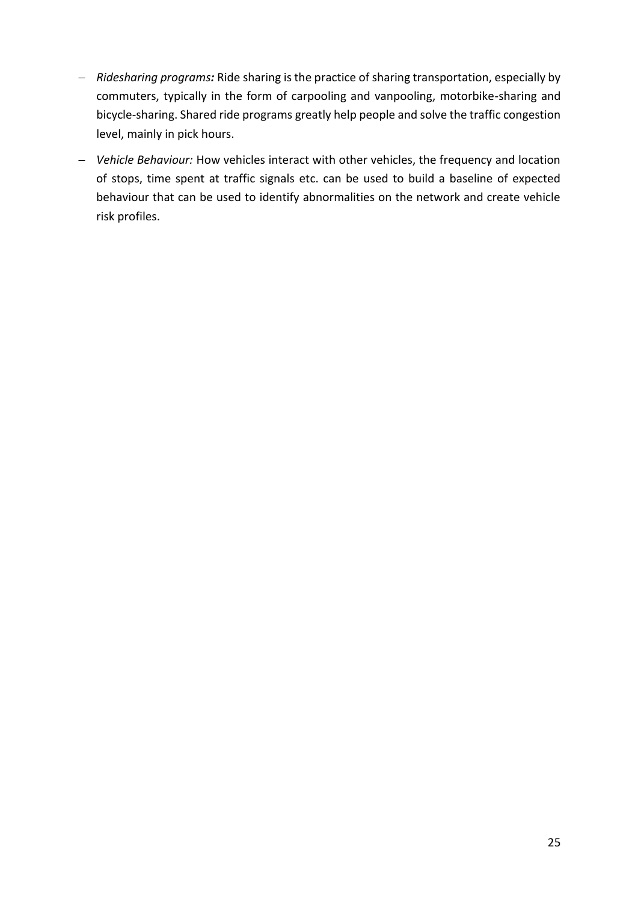- *Ridesharing programs:* Ride sharing is the practice of sharing transportation, especially by commuters, typically in the form of carpooling and vanpooling, motorbike-sharing and bicycle-sharing. Shared ride programs greatly help people and solve the traffic congestion level, mainly in pick hours.
- *Vehicle Behaviour:* How vehicles interact with other vehicles, the frequency and location of stops, time spent at traffic signals etc. can be used to build a baseline of expected behaviour that can be used to identify abnormalities on the network and create vehicle risk profiles.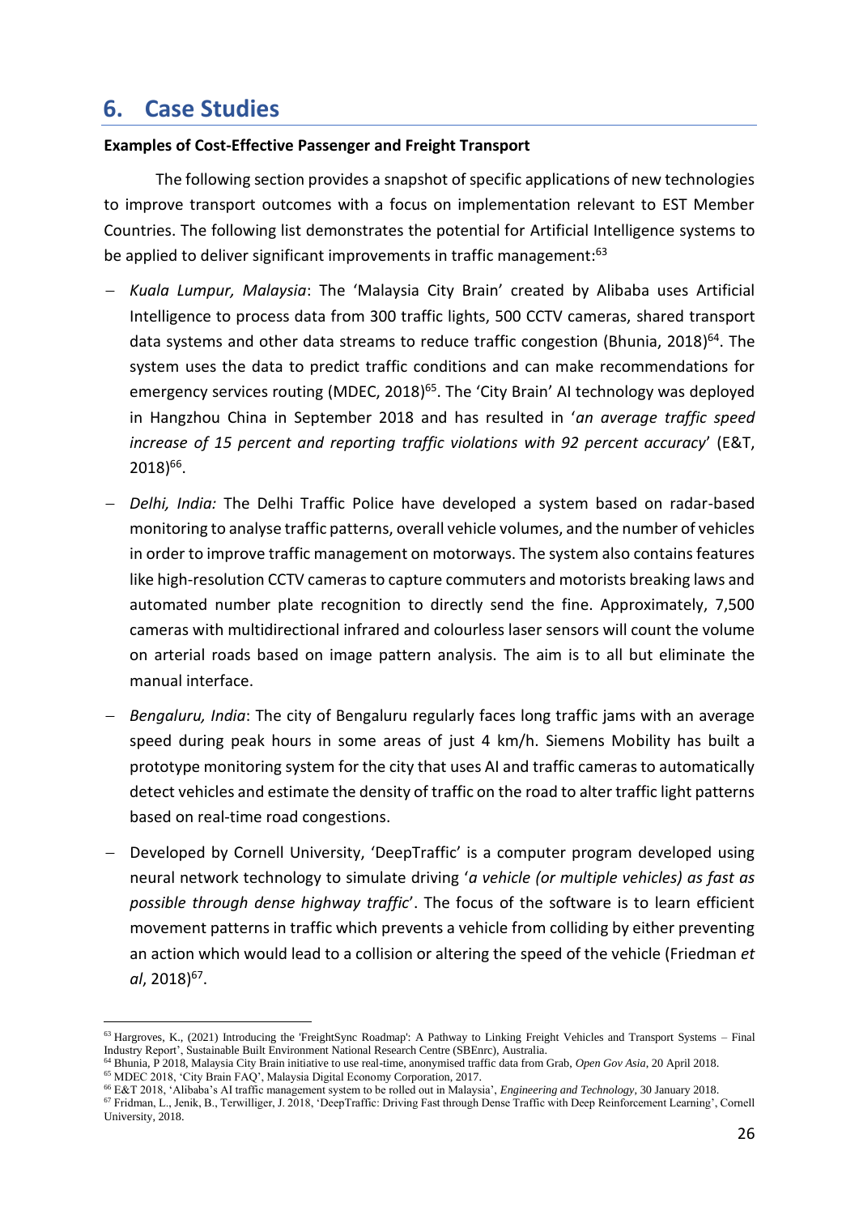# 6. Case Studies

**Examples of Cost-Effective Passenger and Freight Transport**

The following section provides a snapshot of specific applications of new technologies to improve transport outcomes with a focus on implementation relevant to EST Member Countries. The following list demonstrates the potential for Artificial Intelligence systems to be applied to deliver significant improvements in traffic management:[63]

- *Kuala Lumpur, Malaysia*: The 'Malaysia City Brain' created by Alibaba uses Artificial Intelligence to process data from 300 traffic lights, 500 CCTV cameras, shared transport data systems and other data streams to reduce traffic congestion (Bhunia, 2018)[64]. The system uses the data to predict traffic conditions and can make recommendations for emergency services routing (MDEC, 2018)[65]. The 'City Brain' AI technology was deployed in Hangzhou China in September 2018 and has resulted in '*an average traffic speed increase of 15 percent and reporting traffic violations with 92 percent accuracy*' (E&T, 2018)[66].
- *Delhi, India:* The Delhi Traffic Police have developed a system based on radar-based monitoring to analyse traffic patterns, overall vehicle volumes, and the number of vehicles in order to improve traffic management on motorways. The system also contains features like high-resolution CCTV cameras to capture commuters and motorists breaking laws and automated number plate recognition to directly send the fine. Approximately, 7,500 cameras with multidirectional infrared and colourless laser sensors will count the volume on arterial roads based on image pattern analysis. The aim is to all but eliminate the manual interface.
- *Bengaluru, India*: The city of Bengaluru regularly faces long traffic jams with an average speed during peak hours in some areas of just 4 km/h. Siemens Mobility has built a prototype monitoring system for the city that uses AI and traffic cameras to automatically detect vehicles and estimate the density of traffic on the road to alter traffic light patterns based on real-time road congestions.
- Developed by Cornell University, 'DeepTraffic' is a computer program developed using neural network technology to simulate driving '*a vehicle (or multiple vehicles) as fast as possible through dense highway traffic*'. The focus of the software is to learn efficient movement patterns in traffic which prevents a vehicle from colliding by either preventing an action which would lead to a collision or altering the speed of the vehicle (Friedman *et al*, 2018)[67].

---

[63] Hargroves, K., (2021) Introducing the 'FreightSync Roadmap': A Pathway to Linking Freight Vehicles and Transport Systems – Final Industry Report', Sustainable Built Environment National Research Centre (SBEnrc), Australia.

[64] Bhunia, P 2018, Malaysia City Brain initiative to use real-time, anonymised traffic data from Grab, *Open Gov Asia*, 20 April 2018.

[65] MDEC 2018, 'City Brain FAQ', Malaysia Digital Economy Corporation, 2017.

[66] E&T 2018, 'Alibaba's AI traffic management system to be rolled out in Malaysia', *Engineering and Technology*, 30 January 2018.

[67] Fridman, L., Jenik, B., Terwilliger, J. 2018, 'DeepTraffic: Driving Fast through Dense Traffic with Deep Reinforcement Learning', Cornell University, 2018.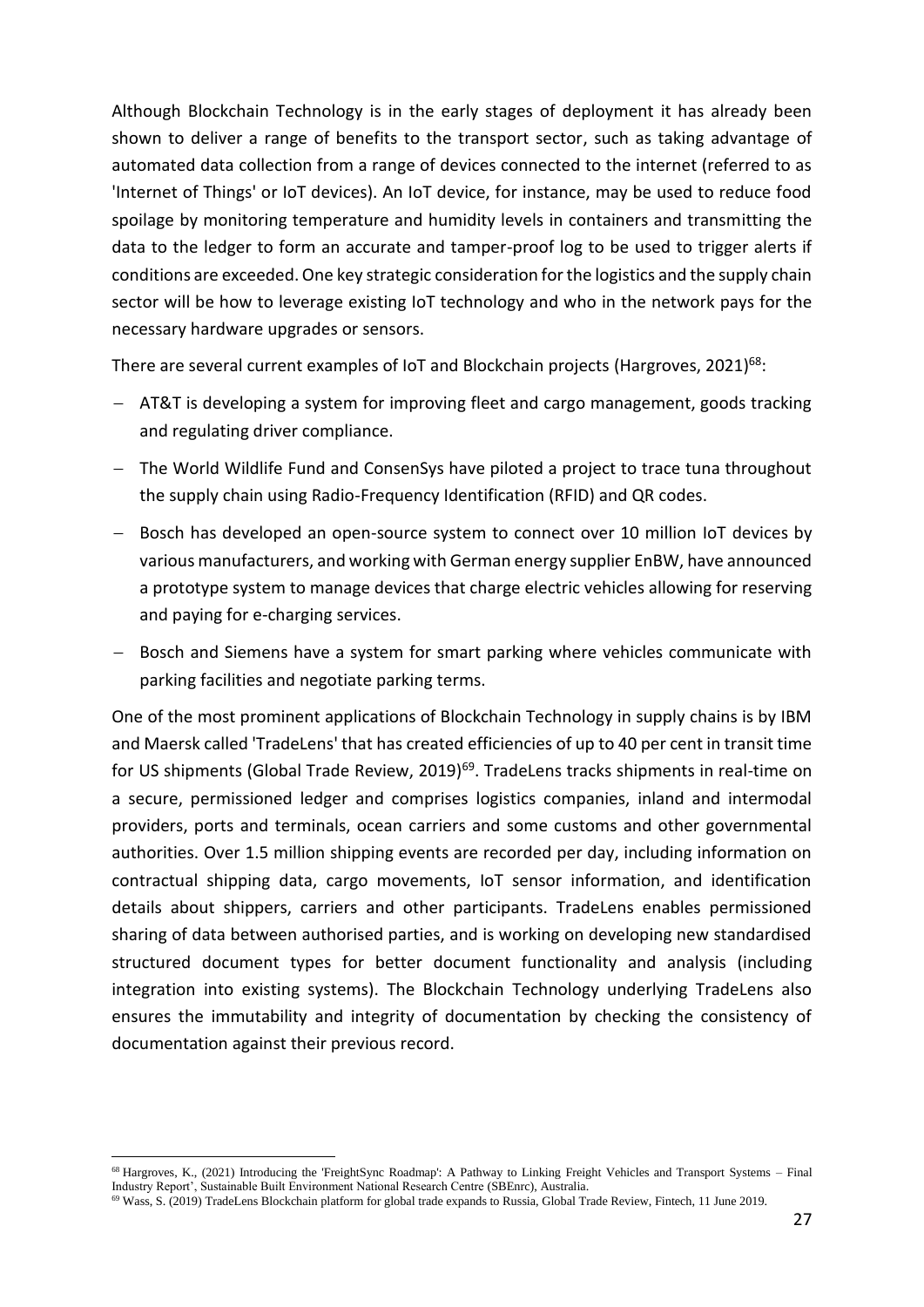Although Blockchain Technology is in the early stages of deployment it has already been shown to deliver a range of benefits to the transport sector, such as taking advantage of automated data collection from a range of devices connected to the internet (referred to as 'Internet of Things' or IoT devices). An IoT device, for instance, may be used to reduce food spoilage by monitoring temperature and humidity levels in containers and transmitting the data to the ledger to form an accurate and tamper-proof log to be used to trigger alerts if conditions are exceeded. One key strategic consideration for the logistics and the supply chain sector will be how to leverage existing IoT technology and who in the network pays for the necessary hardware upgrades or sensors.

There are several current examples of IoT and Blockchain projects (Hargroves, 2021)[68]:

- AT&T is developing a system for improving fleet and cargo management, goods tracking and regulating driver compliance.
- The World Wildlife Fund and ConsenSys have piloted a project to trace tuna throughout the supply chain using Radio-Frequency Identification (RFID) and QR codes.
- Bosch has developed an open-source system to connect over 10 million IoT devices by various manufacturers, and working with German energy supplier EnBW, have announced a prototype system to manage devices that charge electric vehicles allowing for reserving and paying for e-charging services.
- Bosch and Siemens have a system for smart parking where vehicles communicate with parking facilities and negotiate parking terms.

One of the most prominent applications of Blockchain Technology in supply chains is by IBM and Maersk called 'TradeLens' that has created efficiencies of up to 40 per cent in transit time for US shipments (Global Trade Review, 2019)[69]. TradeLens tracks shipments in real-time on a secure, permissioned ledger and comprises logistics companies, inland and intermodal providers, ports and terminals, ocean carriers and some customs and other governmental authorities. Over 1.5 million shipping events are recorded per day, including information on contractual shipping data, cargo movements, IoT sensor information, and identification details about shippers, carriers and other participants. TradeLens enables permissioned sharing of data between authorised parties, and is working on developing new standardised structured document types for better document functionality and analysis (including integration into existing systems). The Blockchain Technology underlying TradeLens also ensures the immutability and integrity of documentation by checking the consistency of documentation against their previous record.

[68] Hargroves, K., (2021) Introducing the 'FreightSync Roadmap': A Pathway to Linking Freight Vehicles and Transport Systems – Final Industry Report', Sustainable Built Environment National Research Centre (SBEnrc), Australia.

[69] Wass, S. (2019) TradeLens Blockchain platform for global trade expands to Russia, Global Trade Review, Fintech, 11 June 2019.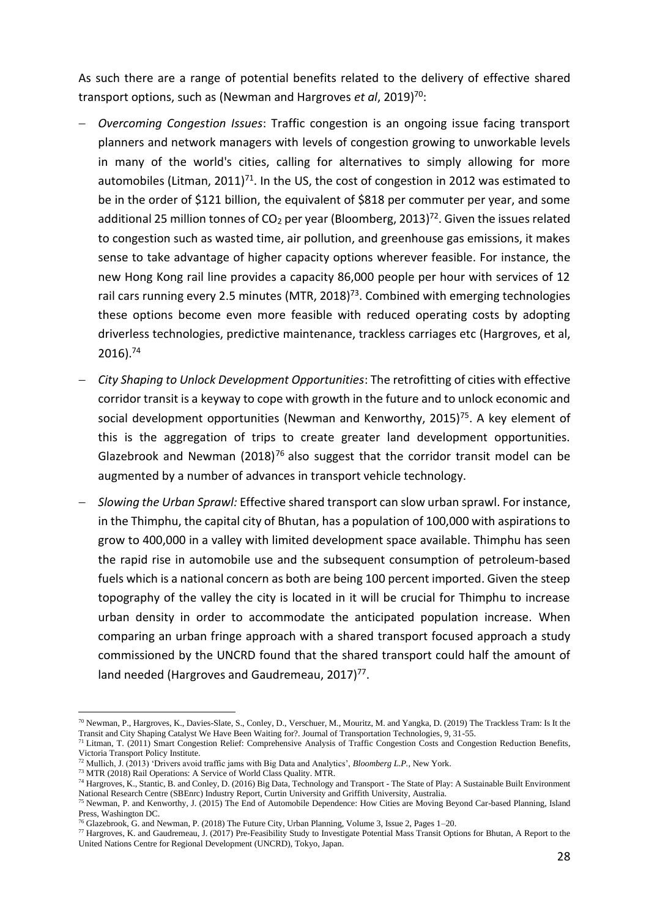As such there are a range of potential benefits related to the delivery of effective shared transport options, such as (Newman and Hargroves *et al*, 2019)[70]:

- *Overcoming Congestion Issues*: Traffic congestion is an ongoing issue facing transport planners and network managers with levels of congestion growing to unworkable levels in many of the world's cities, calling for alternatives to simply allowing for more automobiles (Litman, 2011)[71]. In the US, the cost of congestion in 2012 was estimated to be in the order of $121 billion, the equivalent of $818 per commuter per year, and some additional 25 million tonnes of $CO_2$ per year (Bloomberg, 2013)[72]. Given the issues related to congestion such as wasted time, air pollution, and greenhouse gas emissions, it makes sense to take advantage of higher capacity options wherever feasible. For instance, the new Hong Kong rail line provides a capacity 86,000 people per hour with services of 12 rail cars running every 2.5 minutes (MTR, 2018)[73]. Combined with emerging technologies these options become even more feasible with reduced operating costs by adopting driverless technologies, predictive maintenance, trackless carriages etc (Hargroves, et al, 2016).[74]

- *City Shaping to Unlock Development Opportunities*: The retrofitting of cities with effective corridor transit is a keyway to cope with growth in the future and to unlock economic and social development opportunities (Newman and Kenworthy, 2015)[75]. A key element of this is the aggregation of trips to create greater land development opportunities. Glazebrook and Newman (2018)[76] also suggest that the corridor transit model can be augmented by a number of advances in transport vehicle technology.

- *Slowing the Urban Sprawl:* Effective shared transport can slow urban sprawl. For instance, in the Thimphu, the capital city of Bhutan, has a population of 100,000 with aspirations to grow to 400,000 in a valley with limited development space available. Thimphu has seen the rapid rise in automobile use and the subsequent consumption of petroleum-based fuels which is a national concern as both are being 100 percent imported. Given the steep topography of the valley the city is located in it will be crucial for Thimphu to increase urban density in order to accommodate the anticipated population increase. When comparing an urban fringe approach with a shared transport focused approach a study commissioned by the UNCRD found that the shared transport could half the amount of land needed (Hargroves and Gaudremeau, 2017)[77].

---

[70] Newman, P., Hargroves, K., Davies-Slate, S., Conley, D., Verschuer, M., Mouritz, M. and Yangka, D. (2019) The Trackless Tram: Is It the Transit and City Shaping Catalyst We Have Been Waiting for?. Journal of Transportation Technologies, 9, 31-55.

[71] Litman, T. (2011) Smart Congestion Relief: Comprehensive Analysis of Traffic Congestion Costs and Congestion Reduction Benefits, Victoria Transport Policy Institute.

[72] Mullich, J. (2013) 'Drivers avoid traffic jams with Big Data and Analytics', *Bloomberg L.P.*, New York.

[73] MTR (2018) Rail Operations: A Service of World Class Quality. MTR.

[74] Hargroves, K., Stantic, B. and Conley, D. (2016) Big Data, Technology and Transport - The State of Play: A Sustainable Built Environment National Research Centre (SBEnrc) Industry Report, Curtin University and Griffith University, Australia.

[75] Newman, P. and Kenworthy, J. (2015) The End of Automobile Dependence: How Cities are Moving Beyond Car-based Planning, Island Press, Washington DC.

[76] Glazebrook, G. and Newman, P. (2018) The Future City, Urban Planning, Volume 3, Issue 2, Pages 1–20.

[77] Hargroves, K. and Gaudremeau, J. (2017) Pre-Feasibility Study to Investigate Potential Mass Transit Options for Bhutan, A Report to the United Nations Centre for Regional Development (UNCRD), Tokyo, Japan.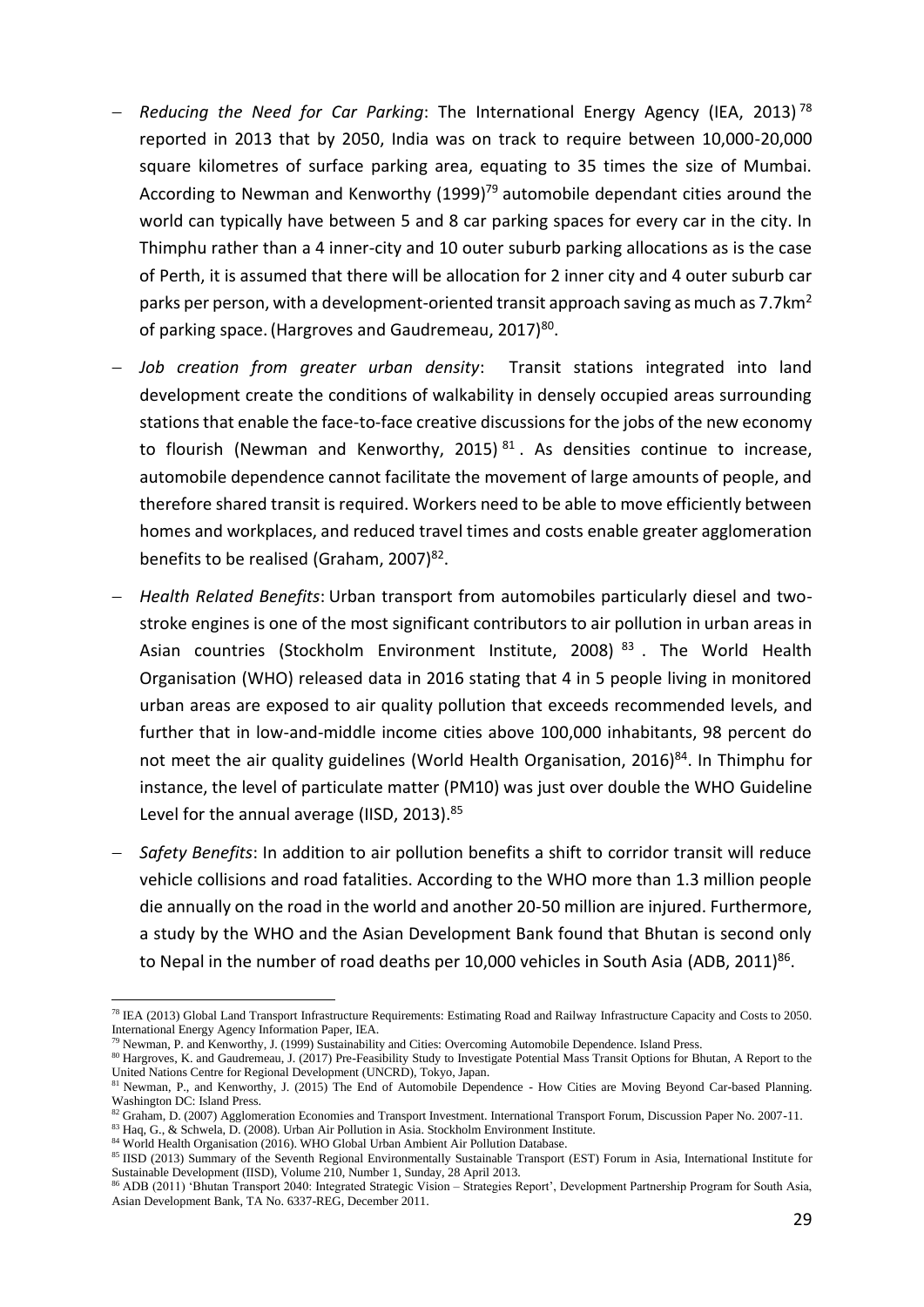- *Reducing the Need for Car Parking*: The International Energy Agency (IEA, 2013)[78] reported in 2013 that by 2050, India was on track to require between 10,000-20,000 square kilometres of surface parking area, equating to 35 times the size of Mumbai. According to Newman and Kenworthy (1999)[79] automobile dependant cities around the world can typically have between 5 and 8 car parking spaces for every car in the city. In Thimphu rather than a 4 inner-city and 10 outer suburb parking allocations as is the case of Perth, it is assumed that there will be allocation for 2 inner city and 4 outer suburb car parks per person, with a development-oriented transit approach saving as much as 7.7km$^2$ of parking space. (Hargroves and Gaudremeau, 2017)[80].

- *Job creation from greater urban density*: Transit stations integrated into land development create the conditions of walkability in densely occupied areas surrounding stations that enable the face-to-face creative discussions for the jobs of the new economy to flourish (Newman and Kenworthy, 2015)[81]. As densities continue to increase, automobile dependence cannot facilitate the movement of large amounts of people, and therefore shared transit is required. Workers need to be able to move efficiently between homes and workplaces, and reduced travel times and costs enable greater agglomeration benefits to be realised (Graham, 2007)[82].

- *Health Related Benefits*: Urban transport from automobiles particularly diesel and two-stroke engines is one of the most significant contributors to air pollution in urban areas in Asian countries (Stockholm Environment Institute, 2008)[83]. The World Health Organisation (WHO) released data in 2016 stating that 4 in 5 people living in monitored urban areas are exposed to air quality pollution that exceeds recommended levels, and further that in low-and-middle income cities above 100,000 inhabitants, 98 percent do not meet the air quality guidelines (World Health Organisation, 2016)[84]. In Thimphu for instance, the level of particulate matter (PM10) was just over double the WHO Guideline Level for the annual average (IISD, 2013).[85]

- *Safety Benefits*: In addition to air pollution benefits a shift to corridor transit will reduce vehicle collisions and road fatalities. According to the WHO more than 1.3 million people die annually on the road in the world and another 20-50 million are injured. Furthermore, a study by the WHO and the Asian Development Bank found that Bhutan is second only to Nepal in the number of road deaths per 10,000 vehicles in South Asia (ADB, 2011)[86].

---

[78] IEA (2013) Global Land Transport Infrastructure Requirements: Estimating Road and Railway Infrastructure Capacity and Costs to 2050. International Energy Agency Information Paper, IEA.

[79] Newman, P. and Kenworthy, J. (1999) Sustainability and Cities: Overcoming Automobile Dependence. Island Press.

[80] Hargroves, K. and Gaudremeau, J. (2017) Pre-Feasibility Study to Investigate Potential Mass Transit Options for Bhutan, A Report to the United Nations Centre for Regional Development (UNCRD), Tokyo, Japan.

[81] Newman, P., and Kenworthy, J. (2015) The End of Automobile Dependence - How Cities are Moving Beyond Car-based Planning. Washington DC: Island Press.

[82] Graham, D. (2007) Agglomeration Economies and Transport Investment. International Transport Forum, Discussion Paper No. 2007-11.

[83] Haq, G., & Schwela, D. (2008). Urban Air Pollution in Asia. Stockholm Environment Institute.

[84] World Health Organisation (2016). WHO Global Urban Ambient Air Pollution Database.

[85] IISD (2013) Summary of the Seventh Regional Environmentally Sustainable Transport (EST) Forum in Asia, International Institute for Sustainable Development (IISD), Volume 210, Number 1, Sunday, 28 April 2013.

[86] ADB (2011) 'Bhutan Transport 2040: Integrated Strategic Vision – Strategies Report', Development Partnership Program for South Asia, Asian Development Bank, TA No. 6337-REG, December 2011.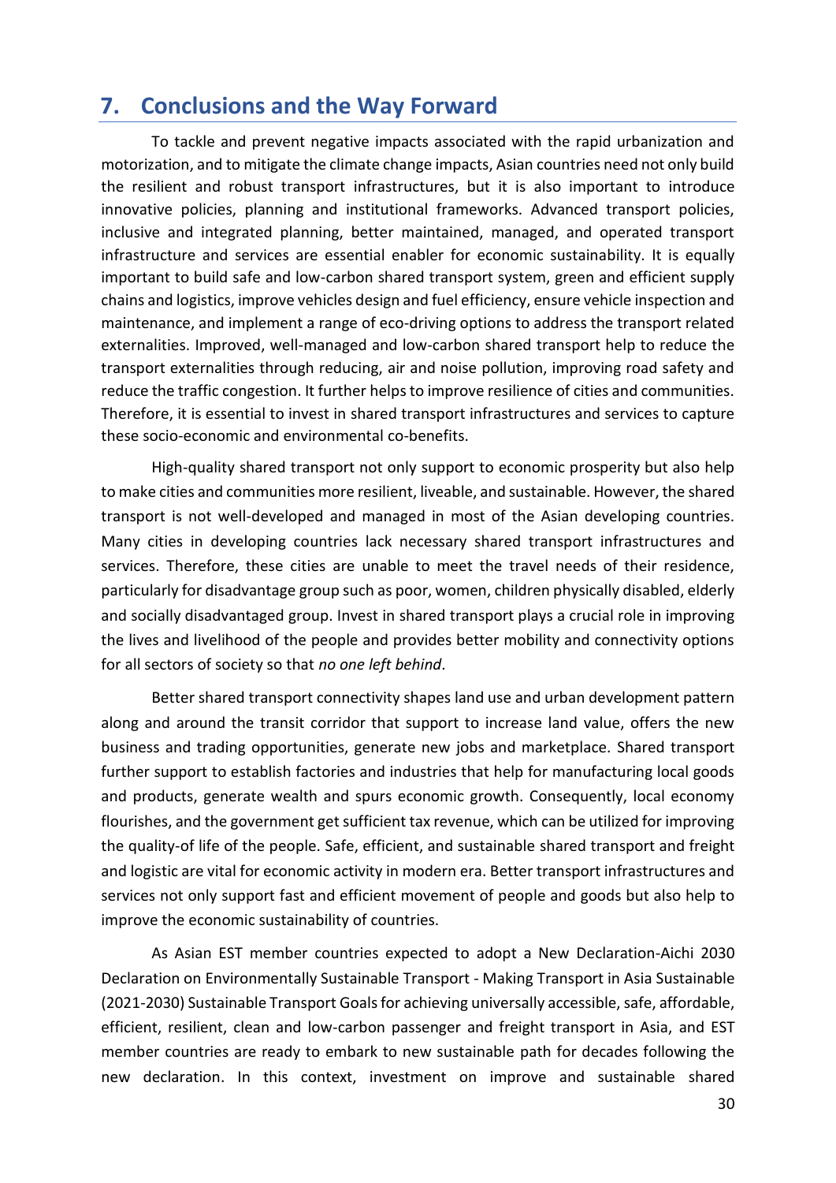# 7. Conclusions and the Way Forward

To tackle and prevent negative impacts associated with the rapid urbanization and motorization, and to mitigate the climate change impacts, Asian countries need not only build the resilient and robust transport infrastructures, but it is also important to introduce innovative policies, planning and institutional frameworks. Advanced transport policies, inclusive and integrated planning, better maintained, managed, and operated transport infrastructure and services are essential enabler for economic sustainability. It is equally important to build safe and low-carbon shared transport system, green and efficient supply chains and logistics, improve vehicles design and fuel efficiency, ensure vehicle inspection and maintenance, and implement a range of eco-driving options to address the transport related externalities. Improved, well-managed and low-carbon shared transport help to reduce the transport externalities through reducing, air and noise pollution, improving road safety and reduce the traffic congestion. It further helps to improve resilience of cities and communities. Therefore, it is essential to invest in shared transport infrastructures and services to capture these socio-economic and environmental co-benefits.

High-quality shared transport not only support to economic prosperity but also help to make cities and communities more resilient, liveable, and sustainable. However, the shared transport is not well-developed and managed in most of the Asian developing countries. Many cities in developing countries lack necessary shared transport infrastructures and services. Therefore, these cities are unable to meet the travel needs of their residence, particularly for disadvantage group such as poor, women, children physically disabled, elderly and socially disadvantaged group. Invest in shared transport plays a crucial role in improving the lives and livelihood of the people and provides better mobility and connectivity options for all sectors of society so that *no one left behind*.

Better shared transport connectivity shapes land use and urban development pattern along and around the transit corridor that support to increase land value, offers the new business and trading opportunities, generate new jobs and marketplace. Shared transport further support to establish factories and industries that help for manufacturing local goods and products, generate wealth and spurs economic growth. Consequently, local economy flourishes, and the government get sufficient tax revenue, which can be utilized for improving the quality-of life of the people. Safe, efficient, and sustainable shared transport and freight and logistic are vital for economic activity in modern era. Better transport infrastructures and services not only support fast and efficient movement of people and goods but also help to improve the economic sustainability of countries.

As Asian EST member countries expected to adopt a New Declaration-Aichi 2030 Declaration on Environmentally Sustainable Transport - Making Transport in Asia Sustainable (2021-2030) Sustainable Transport Goals for achieving universally accessible, safe, affordable, efficient, resilient, clean and low-carbon passenger and freight transport in Asia, and EST member countries are ready to embark to new sustainable path for decades following the new declaration. In this context, investment on improve and sustainable shared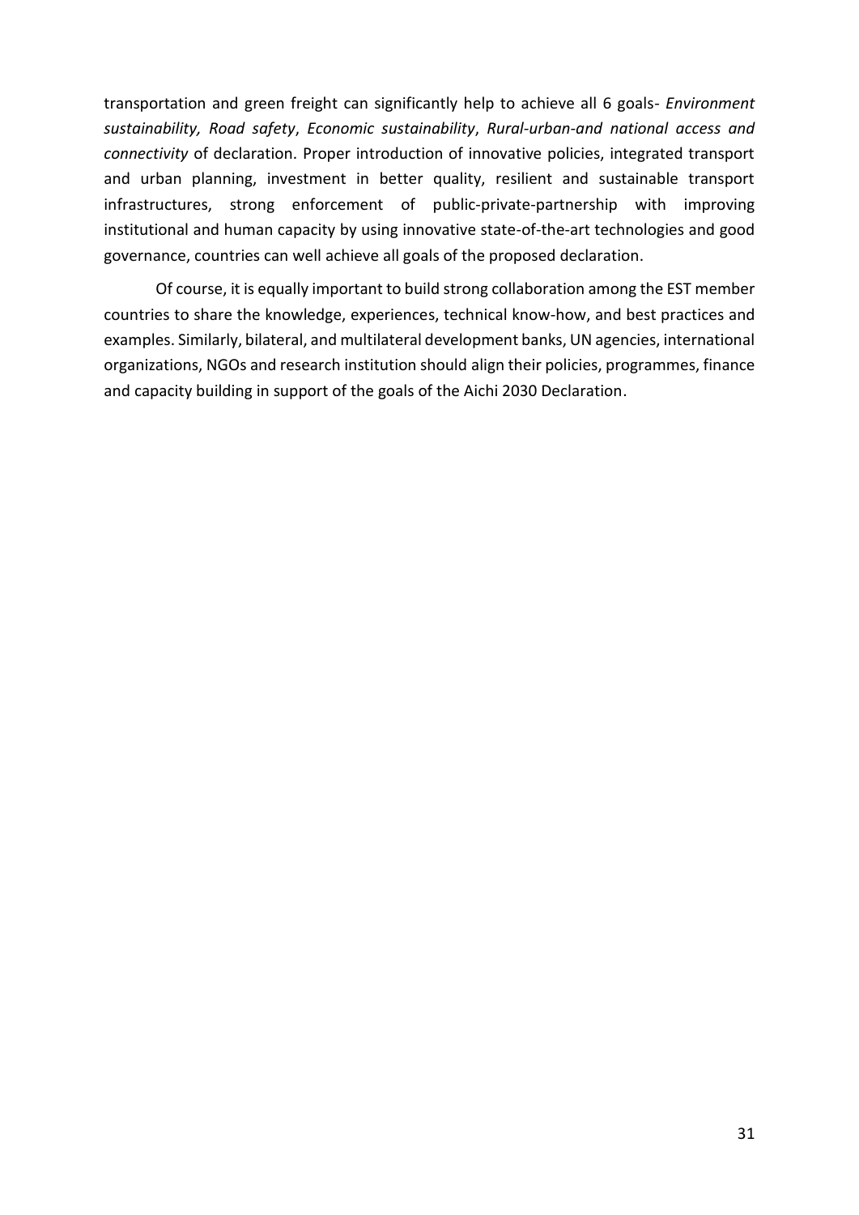transportation and green freight can significantly help to achieve all 6 goals- *Environment sustainability, Road safety*, *Economic sustainability*, *Rural-urban-and national access and connectivity* of declaration. Proper introduction of innovative policies, integrated transport and urban planning, investment in better quality, resilient and sustainable transport infrastructures, strong enforcement of public-private-partnership with improving institutional and human capacity by using innovative state-of-the-art technologies and good governance, countries can well achieve all goals of the proposed declaration.

Of course, it is equally important to build strong collaboration among the EST member countries to share the knowledge, experiences, technical know-how, and best practices and examples. Similarly, bilateral, and multilateral development banks, UN agencies, international organizations, NGOs and research institution should align their policies, programmes, finance and capacity building in support of the goals of the Aichi 2030 Declaration.